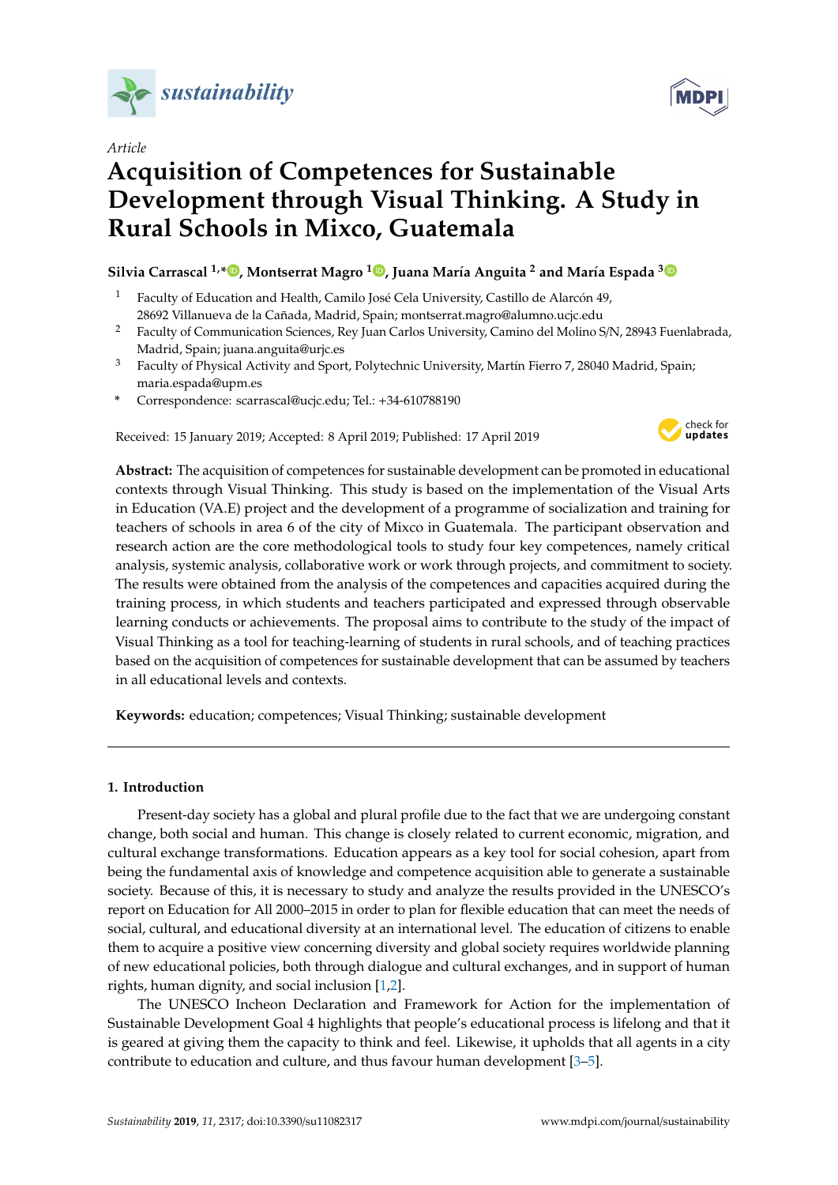*Article*

# Acquisition of Competences for Sustainable Development through Visual Thinking. A Study in Rural Schools in Mixco, Guatemala

**Silvia Carrascal [1,*], Montserrat Magro [1], Juana María Anguita [2] and María Espada [3]**

[1] Faculty of Education and Health, Camilo José Cela University, Castillo de Alarcón 49, 28692 Villanueva de la Cañada, Madrid, Spain; montserrat.magro@alumno.ucjc.edu

[2] Faculty of Communication Sciences, Rey Juan Carlos University, Camino del Molino S/N, 28943 Fuenlabrada, Madrid, Spain; juana.anguita@urjc.es

[3] Faculty of Physical Activity and Sport, Polytechnic University, Martín Fierro 7, 28040 Madrid, Spain; maria.espada@upm.es

\* Correspondence: scarrascal@ucjc.edu; Tel.: +34-610788190

Received: 15 January 2019; Accepted: 8 April 2019; Published: 17 April 2019

**Abstract:** The acquisition of competences for sustainable development can be promoted in educational contexts through Visual Thinking. This study is based on the implementation of the Visual Arts in Education (VA.E) project and the development of a programme of socialization and training for teachers of schools in area 6 of the city of Mixco in Guatemala. The participant observation and research action are the core methodological tools to study four key competences, namely critical analysis, systemic analysis, collaborative work or work through projects, and commitment to society. The results were obtained from the analysis of the competences and capacities acquired during the training process, in which students and teachers participated and expressed through observable learning conducts or achievements. The proposal aims to contribute to the study of the impact of Visual Thinking as a tool for teaching-learning of students in rural schools, and of teaching practices based on the acquisition of competences for sustainable development that can be assumed by teachers in all educational levels and contexts.

**Keywords:** education; competences; Visual Thinking; sustainable development

---

## 1. Introduction

Present-day society has a global and plural profile due to the fact that we are undergoing constant change, both social and human. This change is closely related to current economic, migration, and cultural exchange transformations. Education appears as a key tool for social cohesion, apart from being the fundamental axis of knowledge and competence acquisition able to generate a sustainable society. Because of this, it is necessary to study and analyze the results provided in the UNESCO's report on Education for All 2000–2015 in order to plan for flexible education that can meet the needs of social, cultural, and educational diversity at an international level. The education of citizens to enable them to acquire a positive view concerning diversity and global society requires worldwide planning of new educational policies, both through dialogue and cultural exchanges, and in support of human rights, human dignity, and social inclusion [1,2].

The UNESCO Incheon Declaration and Framework for Action for the implementation of Sustainable Development Goal 4 highlights that people's educational process is lifelong and that it is geared at giving them the capacity to think and feel. Likewise, it upholds that all agents in a city contribute to education and culture, and thus favour human development [3–5].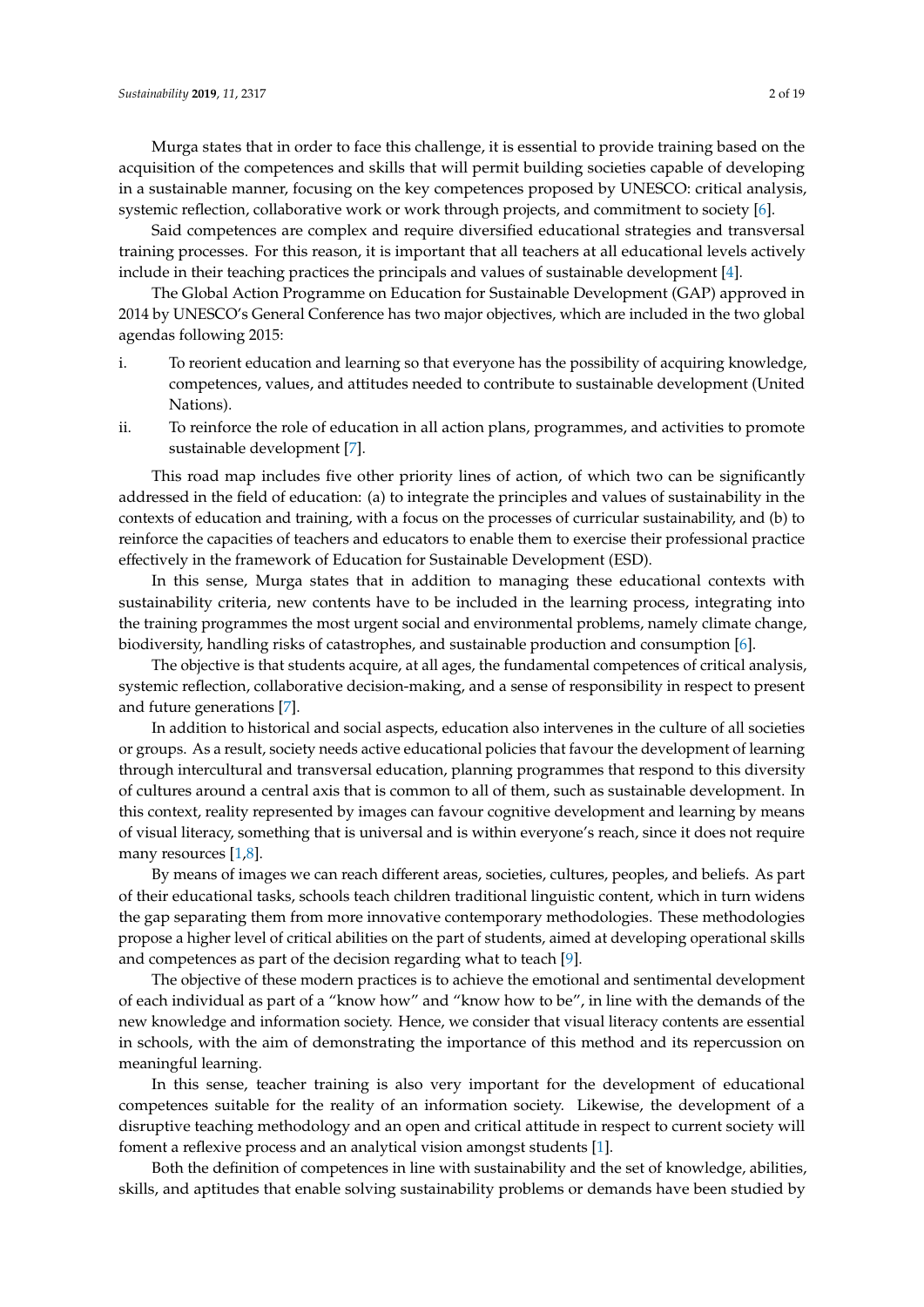Murga states that in order to face this challenge, it is essential to provide training based on the acquisition of the competences and skills that will permit building societies capable of developing in a sustainable manner, focusing on the key competences proposed by UNESCO: critical analysis, systemic reflection, collaborative work or work through projects, and commitment to society [6].

Said competences are complex and require diversified educational strategies and transversal training processes. For this reason, it is important that all teachers at all educational levels actively include in their teaching practices the principals and values of sustainable development [4].

The Global Action Programme on Education for Sustainable Development (GAP) approved in 2014 by UNESCO's General Conference has two major objectives, which are included in the two global agendas following 2015:

i. To reorient education and learning so that everyone has the possibility of acquiring knowledge, competences, values, and attitudes needed to contribute to sustainable development (United Nations).
ii. To reinforce the role of education in all action plans, programmes, and activities to promote sustainable development [7].

This road map includes five other priority lines of action, of which two can be significantly addressed in the field of education: (a) to integrate the principles and values of sustainability in the contexts of education and training, with a focus on the processes of curricular sustainability, and (b) to reinforce the capacities of teachers and educators to enable them to exercise their professional practice effectively in the framework of Education for Sustainable Development (ESD).

In this sense, Murga states that in addition to managing these educational contexts with sustainability criteria, new contents have to be included in the learning process, integrating into the training programmes the most urgent social and environmental problems, namely climate change, biodiversity, handling risks of catastrophes, and sustainable production and consumption [6].

The objective is that students acquire, at all ages, the fundamental competences of critical analysis, systemic reflection, collaborative decision-making, and a sense of responsibility in respect to present and future generations [7].

In addition to historical and social aspects, education also intervenes in the culture of all societies or groups. As a result, society needs active educational policies that favour the development of learning through intercultural and transversal education, planning programmes that respond to this diversity of cultures around a central axis that is common to all of them, such as sustainable development. In this context, reality represented by images can favour cognitive development and learning by means of visual literacy, something that is universal and is within everyone's reach, since it does not require many resources [1,8].

By means of images we can reach different areas, societies, cultures, peoples, and beliefs. As part of their educational tasks, schools teach children traditional linguistic content, which in turn widens the gap separating them from more innovative contemporary methodologies. These methodologies propose a higher level of critical abilities on the part of students, aimed at developing operational skills and competences as part of the decision regarding what to teach [9].

The objective of these modern practices is to achieve the emotional and sentimental development of each individual as part of a "know how" and "know how to be", in line with the demands of the new knowledge and information society. Hence, we consider that visual literacy contents are essential in schools, with the aim of demonstrating the importance of this method and its repercussion on meaningful learning.

In this sense, teacher training is also very important for the development of educational competences suitable for the reality of an information society. Likewise, the development of a disruptive teaching methodology and an open and critical attitude in respect to current society will foment a reflexive process and an analytical vision amongst students [1].

Both the definition of competences in line with sustainability and the set of knowledge, abilities, skills, and aptitudes that enable solving sustainability problems or demands have been studied by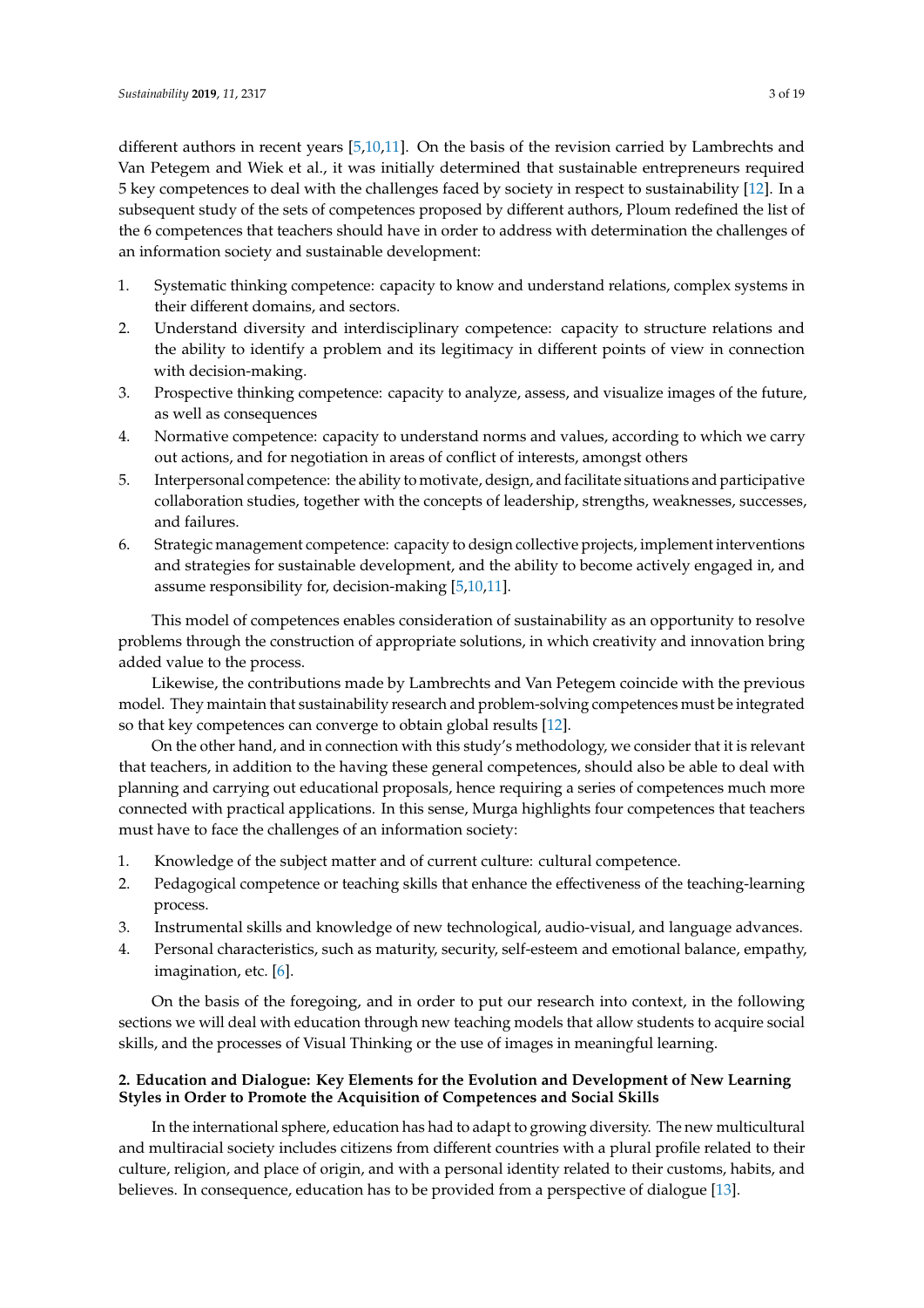different authors in recent years [5,10,11]. On the basis of the revision carried by Lambrechts and Van Petegem and Wiek et al., it was initially determined that sustainable entrepreneurs required 5 key competences to deal with the challenges faced by society in respect to sustainability [12]. In a subsequent study of the sets of competences proposed by different authors, Ploum redefined the list of the 6 competences that teachers should have in order to address with determination the challenges of an information society and sustainable development:

1. Systematic thinking competence: capacity to know and understand relations, complex systems in their different domains, and sectors.
2. Understand diversity and interdisciplinary competence: capacity to structure relations and the ability to identify a problem and its legitimacy in different points of view in connection with decision-making.
3. Prospective thinking competence: capacity to analyze, assess, and visualize images of the future, as well as consequences
4. Normative competence: capacity to understand norms and values, according to which we carry out actions, and for negotiation in areas of conflict of interests, amongst others
5. Interpersonal competence: the ability to motivate, design, and facilitate situations and participative collaboration studies, together with the concepts of leadership, strengths, weaknesses, successes, and failures.
6. Strategic management competence: capacity to design collective projects, implement interventions and strategies for sustainable development, and the ability to become actively engaged in, and assume responsibility for, decision-making [5,10,11].

This model of competences enables consideration of sustainability as an opportunity to resolve problems through the construction of appropriate solutions, in which creativity and innovation bring added value to the process.

Likewise, the contributions made by Lambrechts and Van Petegem coincide with the previous model. They maintain that sustainability research and problem-solving competences must be integrated so that key competences can converge to obtain global results [12].

On the other hand, and in connection with this study's methodology, we consider that it is relevant that teachers, in addition to the having these general competences, should also be able to deal with planning and carrying out educational proposals, hence requiring a series of competences much more connected with practical applications. In this sense, Murga highlights four competences that teachers must have to face the challenges of an information society:

1. Knowledge of the subject matter and of current culture: cultural competence.
2. Pedagogical competence or teaching skills that enhance the effectiveness of the teaching-learning process.
3. Instrumental skills and knowledge of new technological, audio-visual, and language advances.
4. Personal characteristics, such as maturity, security, self-esteem and emotional balance, empathy, imagination, etc. [6].

On the basis of the foregoing, and in order to put our research into context, in the following sections we will deal with education through new teaching models that allow students to acquire social skills, and the processes of Visual Thinking or the use of images in meaningful learning.

## 2. Education and Dialogue: Key Elements for the Evolution and Development of New Learning Styles in Order to Promote the Acquisition of Competences and Social Skills

In the international sphere, education has had to adapt to growing diversity. The new multicultural and multiracial society includes citizens from different countries with a plural profile related to their culture, religion, and place of origin, and with a personal identity related to their customs, habits, and believes. In consequence, education has to be provided from a perspective of dialogue [13].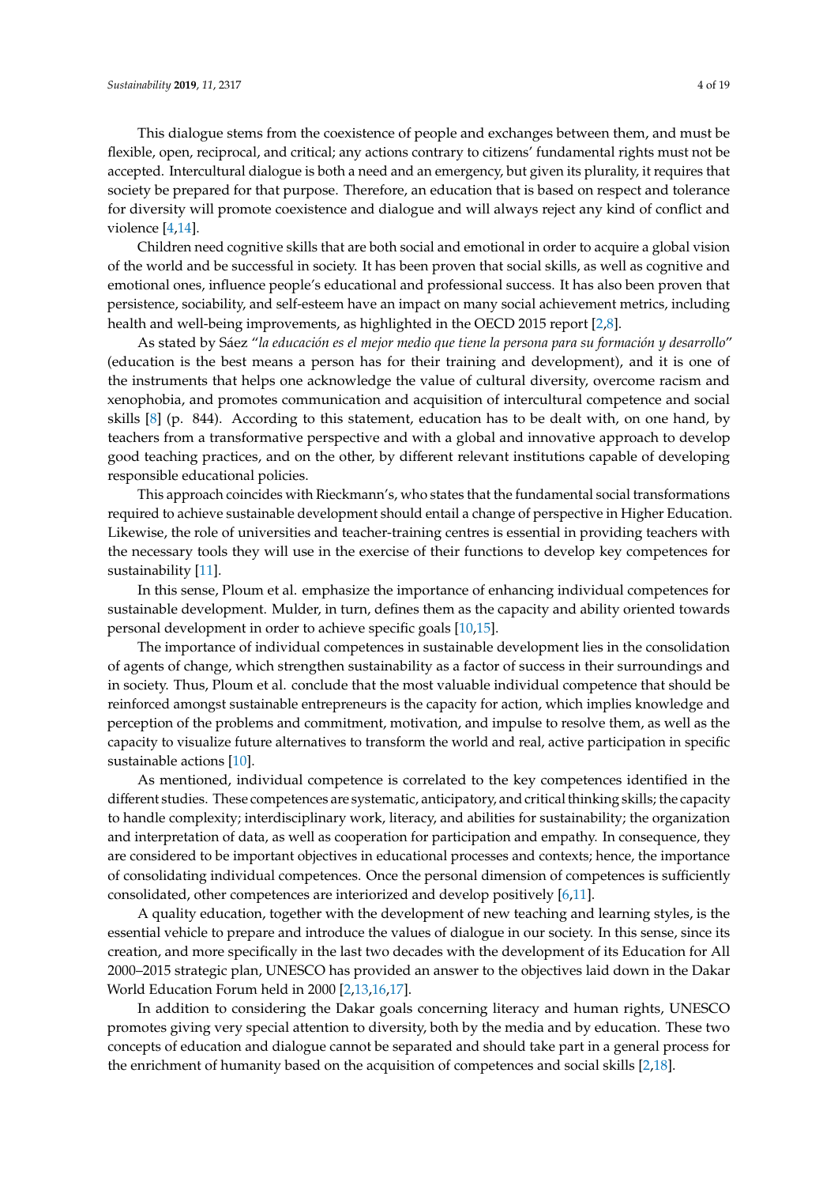This dialogue stems from the coexistence of people and exchanges between them, and must be flexible, open, reciprocal, and critical; any actions contrary to citizens' fundamental rights must not be accepted. Intercultural dialogue is both a need and an emergency, but given its plurality, it requires that society be prepared for that purpose. Therefore, an education that is based on respect and tolerance for diversity will promote coexistence and dialogue and will always reject any kind of conflict and violence [4,14].

Children need cognitive skills that are both social and emotional in order to acquire a global vision of the world and be successful in society. It has been proven that social skills, as well as cognitive and emotional ones, influence people's educational and professional success. It has also been proven that persistence, sociability, and self-esteem have an impact on many social achievement metrics, including health and well-being improvements, as highlighted in the OECD 2015 report [2,8].

As stated by Sáez "*la educación es el mejor medio que tiene la persona para su formación y desarrollo*" (education is the best means a person has for their training and development), and it is one of the instruments that helps one acknowledge the value of cultural diversity, overcome racism and xenophobia, and promotes communication and acquisition of intercultural competence and social skills [8] (p. 844). According to this statement, education has to be dealt with, on one hand, by teachers from a transformative perspective and with a global and innovative approach to develop good teaching practices, and on the other, by different relevant institutions capable of developing responsible educational policies.

This approach coincides with Rieckmann's, who states that the fundamental social transformations required to achieve sustainable development should entail a change of perspective in Higher Education. Likewise, the role of universities and teacher-training centres is essential in providing teachers with the necessary tools they will use in the exercise of their functions to develop key competences for sustainability [11].

In this sense, Ploum et al. emphasize the importance of enhancing individual competences for sustainable development. Mulder, in turn, defines them as the capacity and ability oriented towards personal development in order to achieve specific goals [10,15].

The importance of individual competences in sustainable development lies in the consolidation of agents of change, which strengthen sustainability as a factor of success in their surroundings and in society. Thus, Ploum et al. conclude that the most valuable individual competence that should be reinforced amongst sustainable entrepreneurs is the capacity for action, which implies knowledge and perception of the problems and commitment, motivation, and impulse to resolve them, as well as the capacity to visualize future alternatives to transform the world and real, active participation in specific sustainable actions [10].

As mentioned, individual competence is correlated to the key competences identified in the different studies. These competences are systematic, anticipatory, and critical thinking skills; the capacity to handle complexity; interdisciplinary work, literacy, and abilities for sustainability; the organization and interpretation of data, as well as cooperation for participation and empathy. In consequence, they are considered to be important objectives in educational processes and contexts; hence, the importance of consolidating individual competences. Once the personal dimension of competences is sufficiently consolidated, other competences are interiorized and develop positively [6,11].

A quality education, together with the development of new teaching and learning styles, is the essential vehicle to prepare and introduce the values of dialogue in our society. In this sense, since its creation, and more specifically in the last two decades with the development of its Education for All 2000–2015 strategic plan, UNESCO has provided an answer to the objectives laid down in the Dakar World Education Forum held in 2000 [2,13,16,17].

In addition to considering the Dakar goals concerning literacy and human rights, UNESCO promotes giving very special attention to diversity, both by the media and by education. These two concepts of education and dialogue cannot be separated and should take part in a general process for the enrichment of humanity based on the acquisition of competences and social skills [2,18].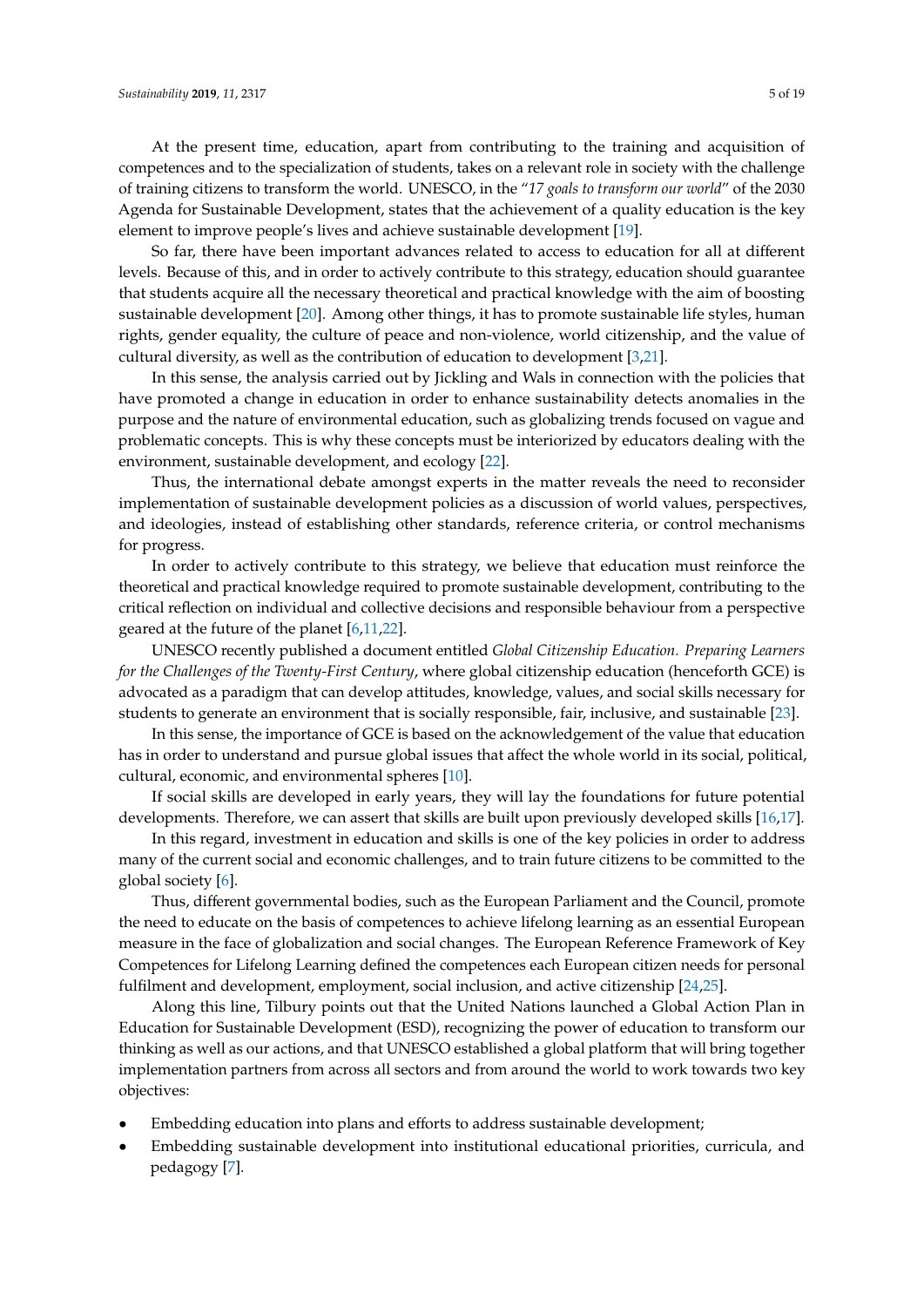At the present time, education, apart from contributing to the training and acquisition of competences and to the specialization of students, takes on a relevant role in society with the challenge of training citizens to transform the world. UNESCO, in the "*17 goals to transform our world*" of the 2030 Agenda for Sustainable Development, states that the achievement of a quality education is the key element to improve people's lives and achieve sustainable development [19].

So far, there have been important advances related to access to education for all at different levels. Because of this, and in order to actively contribute to this strategy, education should guarantee that students acquire all the necessary theoretical and practical knowledge with the aim of boosting sustainable development [20]. Among other things, it has to promote sustainable life styles, human rights, gender equality, the culture of peace and non-violence, world citizenship, and the value of cultural diversity, as well as the contribution of education to development [3,21].

In this sense, the analysis carried out by Jickling and Wals in connection with the policies that have promoted a change in education in order to enhance sustainability detects anomalies in the purpose and the nature of environmental education, such as globalizing trends focused on vague and problematic concepts. This is why these concepts must be interiorized by educators dealing with the environment, sustainable development, and ecology [22].

Thus, the international debate amongst experts in the matter reveals the need to reconsider implementation of sustainable development policies as a discussion of world values, perspectives, and ideologies, instead of establishing other standards, reference criteria, or control mechanisms for progress.

In order to actively contribute to this strategy, we believe that education must reinforce the theoretical and practical knowledge required to promote sustainable development, contributing to the critical reflection on individual and collective decisions and responsible behaviour from a perspective geared at the future of the planet [6,11,22].

UNESCO recently published a document entitled *Global Citizenship Education. Preparing Learners for the Challenges of the Twenty-First Century*, where global citizenship education (henceforth GCE) is advocated as a paradigm that can develop attitudes, knowledge, values, and social skills necessary for students to generate an environment that is socially responsible, fair, inclusive, and sustainable [23].

In this sense, the importance of GCE is based on the acknowledgement of the value that education has in order to understand and pursue global issues that affect the whole world in its social, political, cultural, economic, and environmental spheres [10].

If social skills are developed in early years, they will lay the foundations for future potential developments. Therefore, we can assert that skills are built upon previously developed skills [16,17].

In this regard, investment in education and skills is one of the key policies in order to address many of the current social and economic challenges, and to train future citizens to be committed to the global society [6].

Thus, different governmental bodies, such as the European Parliament and the Council, promote the need to educate on the basis of competences to achieve lifelong learning as an essential European measure in the face of globalization and social changes. The European Reference Framework of Key Competences for Lifelong Learning defined the competences each European citizen needs for personal fulfilment and development, employment, social inclusion, and active citizenship [24,25].

Along this line, Tilbury points out that the United Nations launched a Global Action Plan in Education for Sustainable Development (ESD), recognizing the power of education to transform our thinking as well as our actions, and that UNESCO established a global platform that will bring together implementation partners from across all sectors and from around the world to work towards two key objectives:

- Embedding education into plans and efforts to address sustainable development;
- Embedding sustainable development into institutional educational priorities, curricula, and pedagogy [7].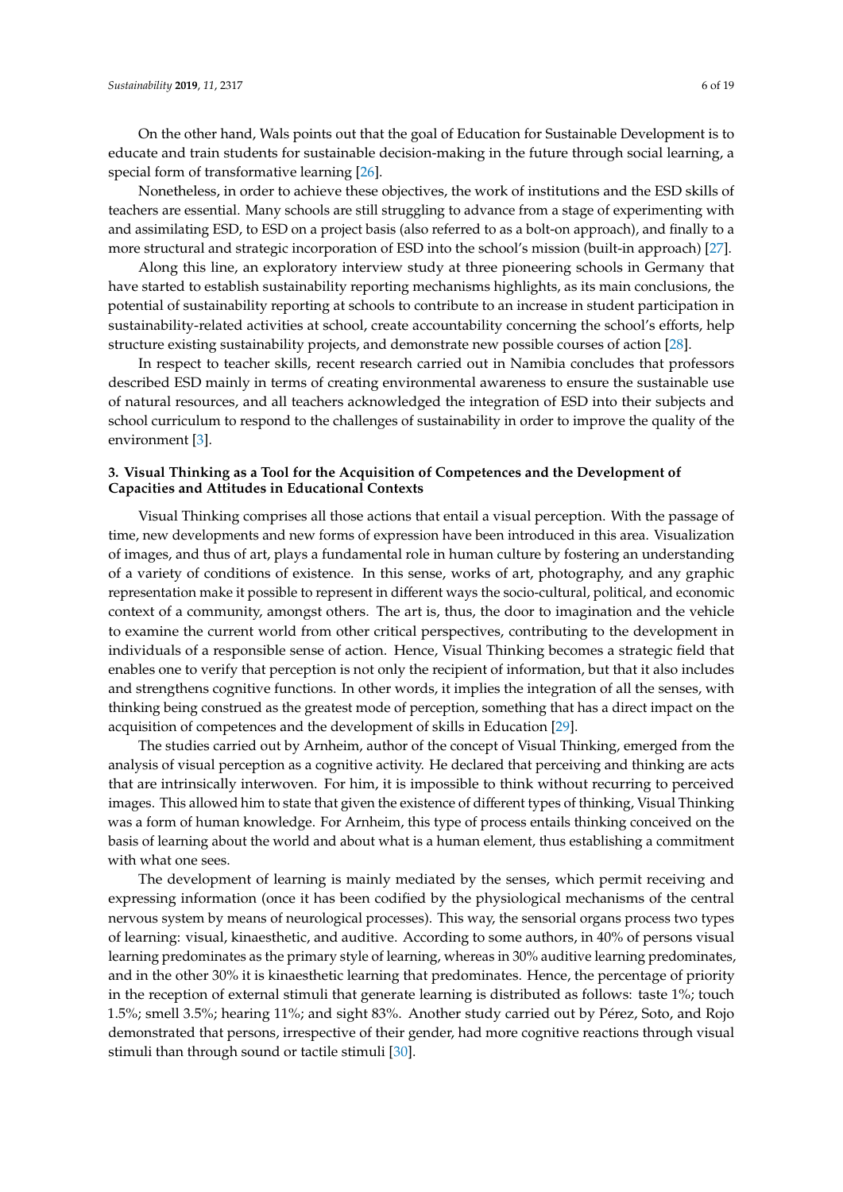On the other hand, Wals points out that the goal of Education for Sustainable Development is to educate and train students for sustainable decision-making in the future through social learning, a special form of transformative learning [26].

Nonetheless, in order to achieve these objectives, the work of institutions and the ESD skills of teachers are essential. Many schools are still struggling to advance from a stage of experimenting with and assimilating ESD, to ESD on a project basis (also referred to as a bolt-on approach), and finally to a more structural and strategic incorporation of ESD into the school's mission (built-in approach) [27].

Along this line, an exploratory interview study at three pioneering schools in Germany that have started to establish sustainability reporting mechanisms highlights, as its main conclusions, the potential of sustainability reporting at schools to contribute to an increase in student participation in sustainability-related activities at school, create accountability concerning the school's efforts, help structure existing sustainability projects, and demonstrate new possible courses of action [28].

In respect to teacher skills, recent research carried out in Namibia concludes that professors described ESD mainly in terms of creating environmental awareness to ensure the sustainable use of natural resources, and all teachers acknowledged the integration of ESD into their subjects and school curriculum to respond to the challenges of sustainability in order to improve the quality of the environment [3].

## 3. Visual Thinking as a Tool for the Acquisition of Competences and the Development of Capacities and Attitudes in Educational Contexts

Visual Thinking comprises all those actions that entail a visual perception. With the passage of time, new developments and new forms of expression have been introduced in this area. Visualization of images, and thus of art, plays a fundamental role in human culture by fostering an understanding of a variety of conditions of existence. In this sense, works of art, photography, and any graphic representation make it possible to represent in different ways the socio-cultural, political, and economic context of a community, amongst others. The art is, thus, the door to imagination and the vehicle to examine the current world from other critical perspectives, contributing to the development in individuals of a responsible sense of action. Hence, Visual Thinking becomes a strategic field that enables one to verify that perception is not only the recipient of information, but that it also includes and strengthens cognitive functions. In other words, it implies the integration of all the senses, with thinking being construed as the greatest mode of perception, something that has a direct impact on the acquisition of competences and the development of skills in Education [29].

The studies carried out by Arnheim, author of the concept of Visual Thinking, emerged from the analysis of visual perception as a cognitive activity. He declared that perceiving and thinking are acts that are intrinsically interwoven. For him, it is impossible to think without recurring to perceived images. This allowed him to state that given the existence of different types of thinking, Visual Thinking was a form of human knowledge. For Arnheim, this type of process entails thinking conceived on the basis of learning about the world and about what is a human element, thus establishing a commitment with what one sees.

The development of learning is mainly mediated by the senses, which permit receiving and expressing information (once it has been codified by the physiological mechanisms of the central nervous system by means of neurological processes). This way, the sensorial organs process two types of learning: visual, kinaesthetic, and auditive. According to some authors, in 40% of persons visual learning predominates as the primary style of learning, whereas in 30% auditive learning predominates, and in the other 30% it is kinaesthetic learning that predominates. Hence, the percentage of priority in the reception of external stimuli that generate learning is distributed as follows: taste 1%; touch 1.5%; smell 3.5%; hearing 11%; and sight 83%. Another study carried out by Pérez, Soto, and Rojo demonstrated that persons, irrespective of their gender, had more cognitive reactions through visual stimuli than through sound or tactile stimuli [30].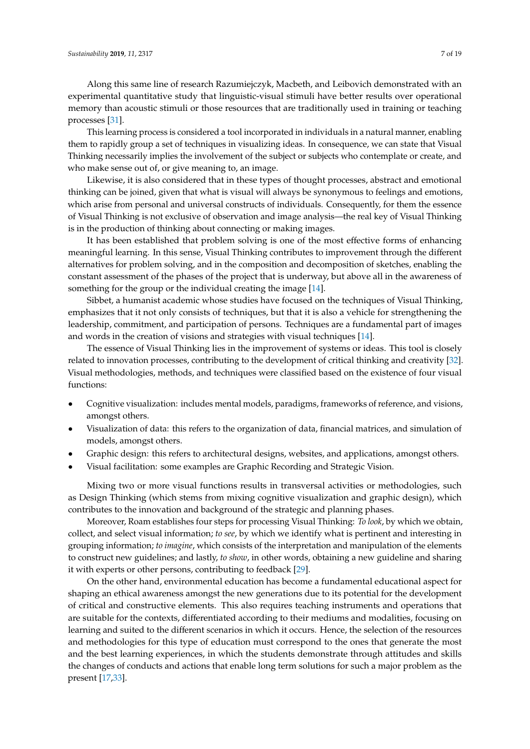Along this same line of research Razumiejczyk, Macbeth, and Leibovich demonstrated with an experimental quantitative study that linguistic-visual stimuli have better results over operational memory than acoustic stimuli or those resources that are traditionally used in training or teaching processes [31].

This learning process is considered a tool incorporated in individuals in a natural manner, enabling them to rapidly group a set of techniques in visualizing ideas. In consequence, we can state that Visual Thinking necessarily implies the involvement of the subject or subjects who contemplate or create, and who make sense out of, or give meaning to, an image.

Likewise, it is also considered that in these types of thought processes, abstract and emotional thinking can be joined, given that what is visual will always be synonymous to feelings and emotions, which arise from personal and universal constructs of individuals. Consequently, for them the essence of Visual Thinking is not exclusive of observation and image analysis—the real key of Visual Thinking is in the production of thinking about connecting or making images.

It has been established that problem solving is one of the most effective forms of enhancing meaningful learning. In this sense, Visual Thinking contributes to improvement through the different alternatives for problem solving, and in the composition and decomposition of sketches, enabling the constant assessment of the phases of the project that is underway, but above all in the awareness of something for the group or the individual creating the image [14].

Sibbet, a humanist academic whose studies have focused on the techniques of Visual Thinking, emphasizes that it not only consists of techniques, but that it is also a vehicle for strengthening the leadership, commitment, and participation of persons. Techniques are a fundamental part of images and words in the creation of visions and strategies with visual techniques [14].

The essence of Visual Thinking lies in the improvement of systems or ideas. This tool is closely related to innovation processes, contributing to the development of critical thinking and creativity [32]. Visual methodologies, methods, and techniques were classified based on the existence of four visual functions:

- Cognitive visualization: includes mental models, paradigms, frameworks of reference, and visions, amongst others.
- Visualization of data: this refers to the organization of data, financial matrices, and simulation of models, amongst others.
- Graphic design: this refers to architectural designs, websites, and applications, amongst others.
- Visual facilitation: some examples are Graphic Recording and Strategic Vision.

Mixing two or more visual functions results in transversal activities or methodologies, such as Design Thinking (which stems from mixing cognitive visualization and graphic design), which contributes to the innovation and background of the strategic and planning phases.

Moreover, Roam establishes four steps for processing Visual Thinking: *To look*, by which we obtain, collect, and select visual information; *to see*, by which we identify what is pertinent and interesting in grouping information; *to imagine*, which consists of the interpretation and manipulation of the elements to construct new guidelines; and lastly, *to show*, in other words, obtaining a new guideline and sharing it with experts or other persons, contributing to feedback [29].

On the other hand, environmental education has become a fundamental educational aspect for shaping an ethical awareness amongst the new generations due to its potential for the development of critical and constructive elements. This also requires teaching instruments and operations that are suitable for the contexts, differentiated according to their mediums and modalities, focusing on learning and suited to the different scenarios in which it occurs. Hence, the selection of the resources and methodologies for this type of education must correspond to the ones that generate the most and the best learning experiences, in which the students demonstrate through attitudes and skills the changes of conducts and actions that enable long term solutions for such a major problem as the present [17,33].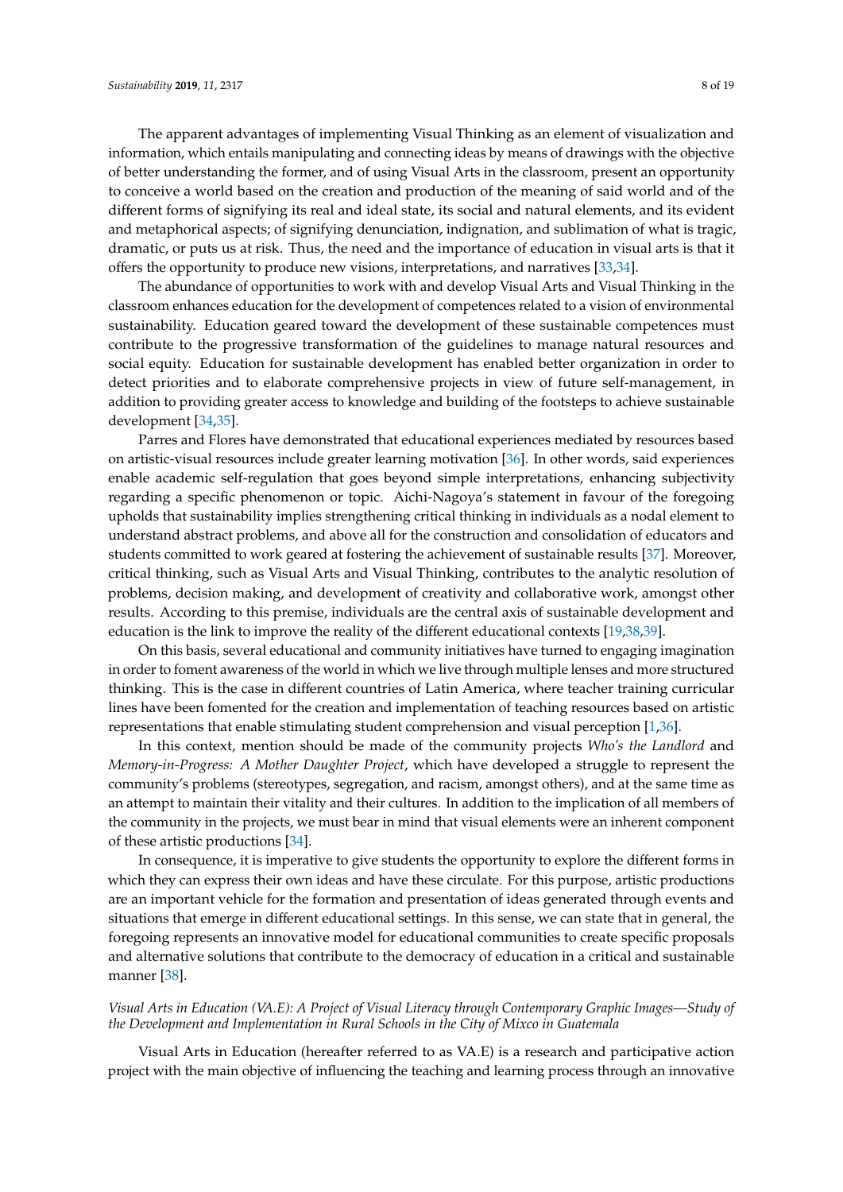The apparent advantages of implementing Visual Thinking as an element of visualization and information, which entails manipulating and connecting ideas by means of drawings with the objective of better understanding the former, and of using Visual Arts in the classroom, present an opportunity to conceive a world based on the creation and production of the meaning of said world and of the different forms of signifying its real and ideal state, its social and natural elements, and its evident and metaphorical aspects; of signifying denunciation, indignation, and sublimation of what is tragic, dramatic, or puts us at risk. Thus, the need and the importance of education in visual arts is that it offers the opportunity to produce new visions, interpretations, and narratives [33,34].

The abundance of opportunities to work with and develop Visual Arts and Visual Thinking in the classroom enhances education for the development of competences related to a vision of environmental sustainability. Education geared toward the development of these sustainable competences must contribute to the progressive transformation of the guidelines to manage natural resources and social equity. Education for sustainable development has enabled better organization in order to detect priorities and to elaborate comprehensive projects in view of future self-management, in addition to providing greater access to knowledge and building of the footsteps to achieve sustainable development [34,35].

Parres and Flores have demonstrated that educational experiences mediated by resources based on artistic-visual resources include greater learning motivation [36]. In other words, said experiences enable academic self-regulation that goes beyond simple interpretations, enhancing subjectivity regarding a specific phenomenon or topic. Aichi-Nagoya's statement in favour of the foregoing upholds that sustainability implies strengthening critical thinking in individuals as a nodal element to understand abstract problems, and above all for the construction and consolidation of educators and students committed to work geared at fostering the achievement of sustainable results [37]. Moreover, critical thinking, such as Visual Arts and Visual Thinking, contributes to the analytic resolution of problems, decision making, and development of creativity and collaborative work, amongst other results. According to this premise, individuals are the central axis of sustainable development and education is the link to improve the reality of the different educational contexts [19,38,39].

On this basis, several educational and community initiatives have turned to engaging imagination in order to foment awareness of the world in which we live through multiple lenses and more structured thinking. This is the case in different countries of Latin America, where teacher training curricular lines have been fomented for the creation and implementation of teaching resources based on artistic representations that enable stimulating student comprehension and visual perception [1,36].

In this context, mention should be made of the community projects *Who's the Landlord* and *Memory-in-Progress: A Mother Daughter Project*, which have developed a struggle to represent the community's problems (stereotypes, segregation, and racism, amongst others), and at the same time as an attempt to maintain their vitality and their cultures. In addition to the implication of all members of the community in the projects, we must bear in mind that visual elements were an inherent component of these artistic productions [34].

In consequence, it is imperative to give students the opportunity to explore the different forms in which they can express their own ideas and have these circulate. For this purpose, artistic productions are an important vehicle for the formation and presentation of ideas generated through events and situations that emerge in different educational settings. In this sense, we can state that in general, the foregoing represents an innovative model for educational communities to create specific proposals and alternative solutions that contribute to the democracy of education in a critical and sustainable manner [38].

*Visual Arts in Education (VA.E): A Project of Visual Literacy through Contemporary Graphic Images—Study of the Development and Implementation in Rural Schools in the City of Mixco in Guatemala*

Visual Arts in Education (hereafter referred to as VA.E) is a research and participative action project with the main objective of influencing the teaching and learning process through an innovative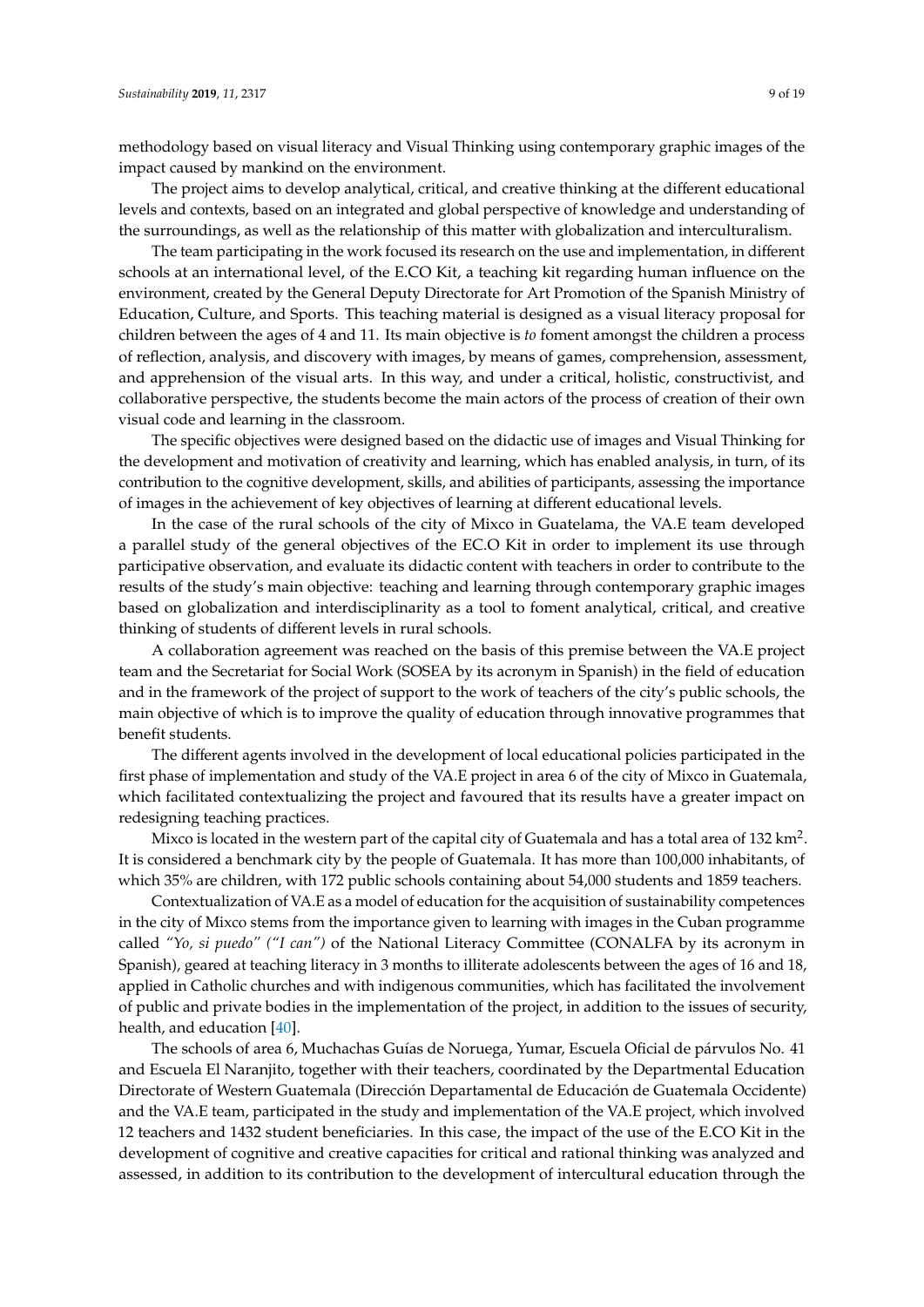methodology based on visual literacy and Visual Thinking using contemporary graphic images of the impact caused by mankind on the environment.

The project aims to develop analytical, critical, and creative thinking at the different educational levels and contexts, based on an integrated and global perspective of knowledge and understanding of the surroundings, as well as the relationship of this matter with globalization and interculturalism.

The team participating in the work focused its research on the use and implementation, in different schools at an international level, of the E.CO Kit, a teaching kit regarding human influence on the environment, created by the General Deputy Directorate for Art Promotion of the Spanish Ministry of Education, Culture, and Sports. This teaching material is designed as a visual literacy proposal for children between the ages of 4 and 11. Its main objective is *to* foment amongst the children a process of reflection, analysis, and discovery with images, by means of games, comprehension, assessment, and apprehension of the visual arts. In this way, and under a critical, holistic, constructivist, and collaborative perspective, the students become the main actors of the process of creation of their own visual code and learning in the classroom.

The specific objectives were designed based on the didactic use of images and Visual Thinking for the development and motivation of creativity and learning, which has enabled analysis, in turn, of its contribution to the cognitive development, skills, and abilities of participants, assessing the importance of images in the achievement of key objectives of learning at different educational levels.

In the case of the rural schools of the city of Mixco in Guatelama, the VA.E team developed a parallel study of the general objectives of the EC.O Kit in order to implement its use through participative observation, and evaluate its didactic content with teachers in order to contribute to the results of the study's main objective: teaching and learning through contemporary graphic images based on globalization and interdisciplinarity as a tool to foment analytical, critical, and creative thinking of students of different levels in rural schools.

A collaboration agreement was reached on the basis of this premise between the VA.E project team and the Secretariat for Social Work (SOSEA by its acronym in Spanish) in the field of education and in the framework of the project of support to the work of teachers of the city's public schools, the main objective of which is to improve the quality of education through innovative programmes that benefit students.

The different agents involved in the development of local educational policies participated in the first phase of implementation and study of the VA.E project in area 6 of the city of Mixco in Guatemala, which facilitated contextualizing the project and favoured that its results have a greater impact on redesigning teaching practices.

Mixco is located in the western part of the capital city of Guatemala and has a total area of 132 $km^2$. It is considered a benchmark city by the people of Guatemala. It has more than 100,000 inhabitants, of which 35% are children, with 172 public schools containing about 54,000 students and 1859 teachers.

Contextualization of VA.E as a model of education for the acquisition of sustainability competences in the city of Mixco stems from the importance given to learning with images in the Cuban programme called *"Yo, si puedo" ("I can")* of the National Literacy Committee (CONALFA by its acronym in Spanish), geared at teaching literacy in 3 months to illiterate adolescents between the ages of 16 and 18, applied in Catholic churches and with indigenous communities, which has facilitated the involvement of public and private bodies in the implementation of the project, in addition to the issues of security, health, and education [40].

The schools of area 6, Muchachas Guías de Noruega, Yumar, Escuela Oficial de párvulos No. 41 and Escuela El Naranjito, together with their teachers, coordinated by the Departmental Education Directorate of Western Guatemala (Dirección Departamental de Educación de Guatemala Occidente) and the VA.E team, participated in the study and implementation of the VA.E project, which involved 12 teachers and 1432 student beneficiaries. In this case, the impact of the use of the E.CO Kit in the development of cognitive and creative capacities for critical and rational thinking was analyzed and assessed, in addition to its contribution to the development of intercultural education through the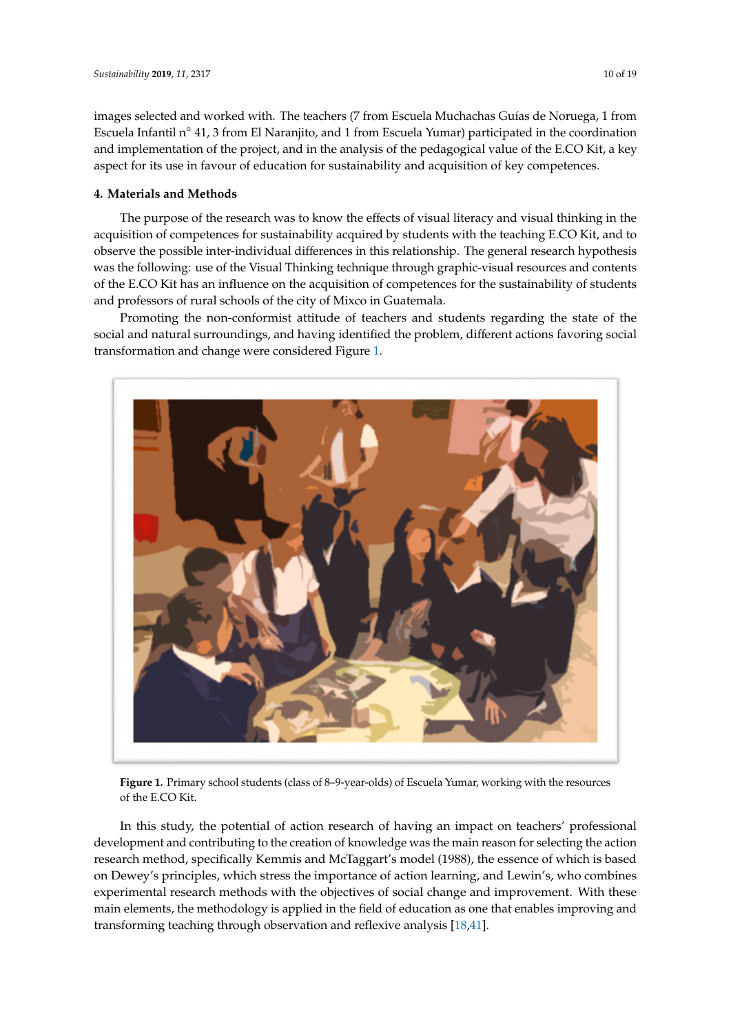images selected and worked with. The teachers (7 from Escuela Muchachas Guías de Noruega, 1 from Escuela Infantil n° 41, 3 from El Naranjito, and 1 from Escuela Yumar) participated in the coordination and implementation of the project, and in the analysis of the pedagogical value of the E.CO Kit, a key aspect for its use in favour of education for sustainability and acquisition of key competences.

## 4. Materials and Methods

The purpose of the research was to know the effects of visual literacy and visual thinking in the acquisition of competences for sustainability acquired by students with the teaching E.CO Kit, and to observe the possible inter-individual differences in this relationship. The general research hypothesis was the following: use of the Visual Thinking technique through graphic-visual resources and contents of the E.CO Kit has an influence on the acquisition of competences for the sustainability of students and professors of rural schools of the city of Mixco in Guatemala.

Promoting the non-conformist attitude of teachers and students regarding the state of the social and natural surroundings, and having identified the problem, different actions favoring social transformation and change were considered Figure 1.

**Figure 1.** Primary school students (class of 8–9-year-olds) of Escuela Yumar, working with the resources of the E.CO Kit.

In this study, the potential of action research of having an impact on teachers' professional development and contributing to the creation of knowledge was the main reason for selecting the action research method, specifically Kemmis and McTaggart's model (1988), the essence of which is based on Dewey's principles, which stress the importance of action learning, and Lewin's, who combines experimental research methods with the objectives of social change and improvement. With these main elements, the methodology is applied in the field of education as one that enables improving and transforming teaching through observation and reflexive analysis [18,41].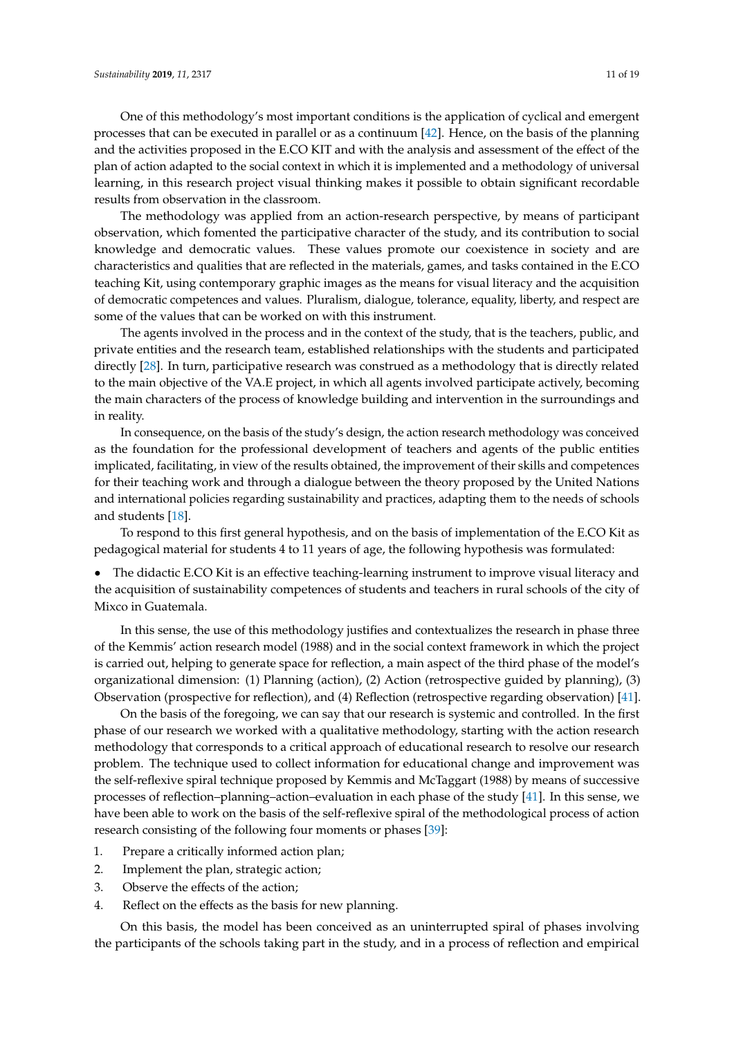One of this methodology's most important conditions is the application of cyclical and emergent processes that can be executed in parallel or as a continuum [42]. Hence, on the basis of the planning and the activities proposed in the E.CO KIT and with the analysis and assessment of the effect of the plan of action adapted to the social context in which it is implemented and a methodology of universal learning, in this research project visual thinking makes it possible to obtain significant recordable results from observation in the classroom.

The methodology was applied from an action-research perspective, by means of participant observation, which fomented the participative character of the study, and its contribution to social knowledge and democratic values. These values promote our coexistence in society and are characteristics and qualities that are reflected in the materials, games, and tasks contained in the E.CO teaching Kit, using contemporary graphic images as the means for visual literacy and the acquisition of democratic competences and values. Pluralism, dialogue, tolerance, equality, liberty, and respect are some of the values that can be worked on with this instrument.

The agents involved in the process and in the context of the study, that is the teachers, public, and private entities and the research team, established relationships with the students and participated directly [28]. In turn, participative research was construed as a methodology that is directly related to the main objective of the VA.E project, in which all agents involved participate actively, becoming the main characters of the process of knowledge building and intervention in the surroundings and in reality.

In consequence, on the basis of the study's design, the action research methodology was conceived as the foundation for the professional development of teachers and agents of the public entities implicated, facilitating, in view of the results obtained, the improvement of their skills and competences for their teaching work and through a dialogue between the theory proposed by the United Nations and international policies regarding sustainability and practices, adapting them to the needs of schools and students [18].

To respond to this first general hypothesis, and on the basis of implementation of the E.CO Kit as pedagogical material for students 4 to 11 years of age, the following hypothesis was formulated:

- The didactic E.CO Kit is an effective teaching-learning instrument to improve visual literacy and the acquisition of sustainability competences of students and teachers in rural schools of the city of Mixco in Guatemala.

In this sense, the use of this methodology justifies and contextualizes the research in phase three of the Kemmis' action research model (1988) and in the social context framework in which the project is carried out, helping to generate space for reflection, a main aspect of the third phase of the model's organizational dimension: (1) Planning (action), (2) Action (retrospective guided by planning), (3) Observation (prospective for reflection), and (4) Reflection (retrospective regarding observation) [41].

On the basis of the foregoing, we can say that our research is systemic and controlled. In the first phase of our research we worked with a qualitative methodology, starting with the action research methodology that corresponds to a critical approach of educational research to resolve our research problem. The technique used to collect information for educational change and improvement was the self-reflexive spiral technique proposed by Kemmis and McTaggart (1988) by means of successive processes of reflection–planning–action–evaluation in each phase of the study [41]. In this sense, we have been able to work on the basis of the self-reflexive spiral of the methodological process of action research consisting of the following four moments or phases [39]:

1. Prepare a critically informed action plan;
2. Implement the plan, strategic action;
3. Observe the effects of the action;
4. Reflect on the effects as the basis for new planning.

On this basis, the model has been conceived as an uninterrupted spiral of phases involving the participants of the schools taking part in the study, and in a process of reflection and empirical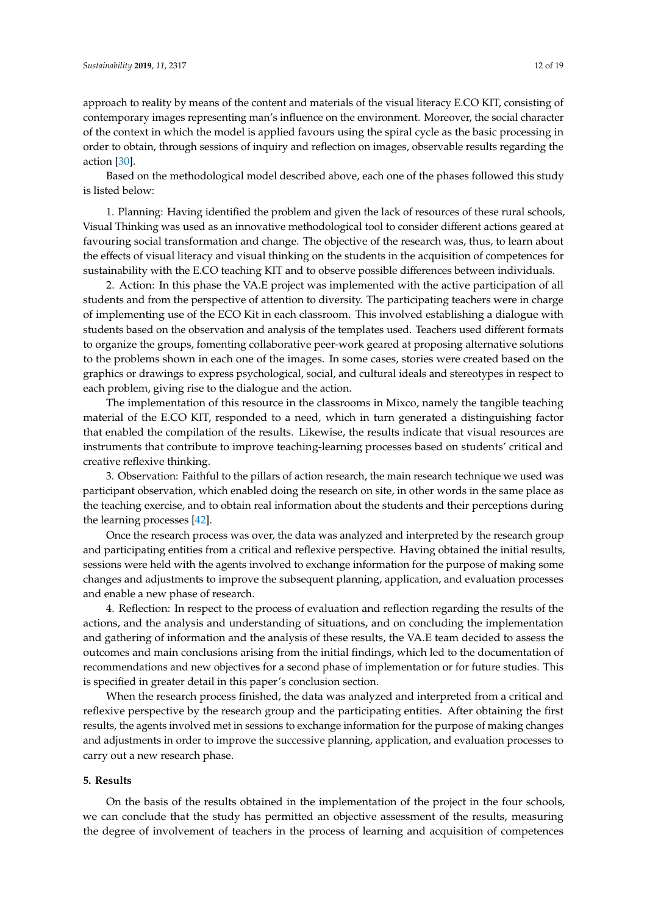approach to reality by means of the content and materials of the visual literacy E.CO KIT, consisting of contemporary images representing man's influence on the environment. Moreover, the social character of the context in which the model is applied favours using the spiral cycle as the basic processing in order to obtain, through sessions of inquiry and reflection on images, observable results regarding the action [30].

Based on the methodological model described above, each one of the phases followed this study is listed below:

1. Planning: Having identified the problem and given the lack of resources of these rural schools, Visual Thinking was used as an innovative methodological tool to consider different actions geared at favouring social transformation and change. The objective of the research was, thus, to learn about the effects of visual literacy and visual thinking on the students in the acquisition of competences for sustainability with the E.CO teaching KIT and to observe possible differences between individuals.

2. Action: In this phase the VA.E project was implemented with the active participation of all students and from the perspective of attention to diversity. The participating teachers were in charge of implementing use of the ECO Kit in each classroom. This involved establishing a dialogue with students based on the observation and analysis of the templates used. Teachers used different formats to organize the groups, fomenting collaborative peer-work geared at proposing alternative solutions to the problems shown in each one of the images. In some cases, stories were created based on the graphics or drawings to express psychological, social, and cultural ideals and stereotypes in respect to each problem, giving rise to the dialogue and the action.

The implementation of this resource in the classrooms in Mixco, namely the tangible teaching material of the E.CO KIT, responded to a need, which in turn generated a distinguishing factor that enabled the compilation of the results. Likewise, the results indicate that visual resources are instruments that contribute to improve teaching-learning processes based on students' critical and creative reflexive thinking.

3. Observation: Faithful to the pillars of action research, the main research technique we used was participant observation, which enabled doing the research on site, in other words in the same place as the teaching exercise, and to obtain real information about the students and their perceptions during the learning processes [42].

Once the research process was over, the data was analyzed and interpreted by the research group and participating entities from a critical and reflexive perspective. Having obtained the initial results, sessions were held with the agents involved to exchange information for the purpose of making some changes and adjustments to improve the subsequent planning, application, and evaluation processes and enable a new phase of research.

4. Reflection: In respect to the process of evaluation and reflection regarding the results of the actions, and the analysis and understanding of situations, and on concluding the implementation and gathering of information and the analysis of these results, the VA.E team decided to assess the outcomes and main conclusions arising from the initial findings, which led to the documentation of recommendations and new objectives for a second phase of implementation or for future studies. This is specified in greater detail in this paper's conclusion section.

When the research process finished, the data was analyzed and interpreted from a critical and reflexive perspective by the research group and the participating entities. After obtaining the first results, the agents involved met in sessions to exchange information for the purpose of making changes and adjustments in order to improve the successive planning, application, and evaluation processes to carry out a new research phase.

## 5. Results

On the basis of the results obtained in the implementation of the project in the four schools, we can conclude that the study has permitted an objective assessment of the results, measuring the degree of involvement of teachers in the process of learning and acquisition of competences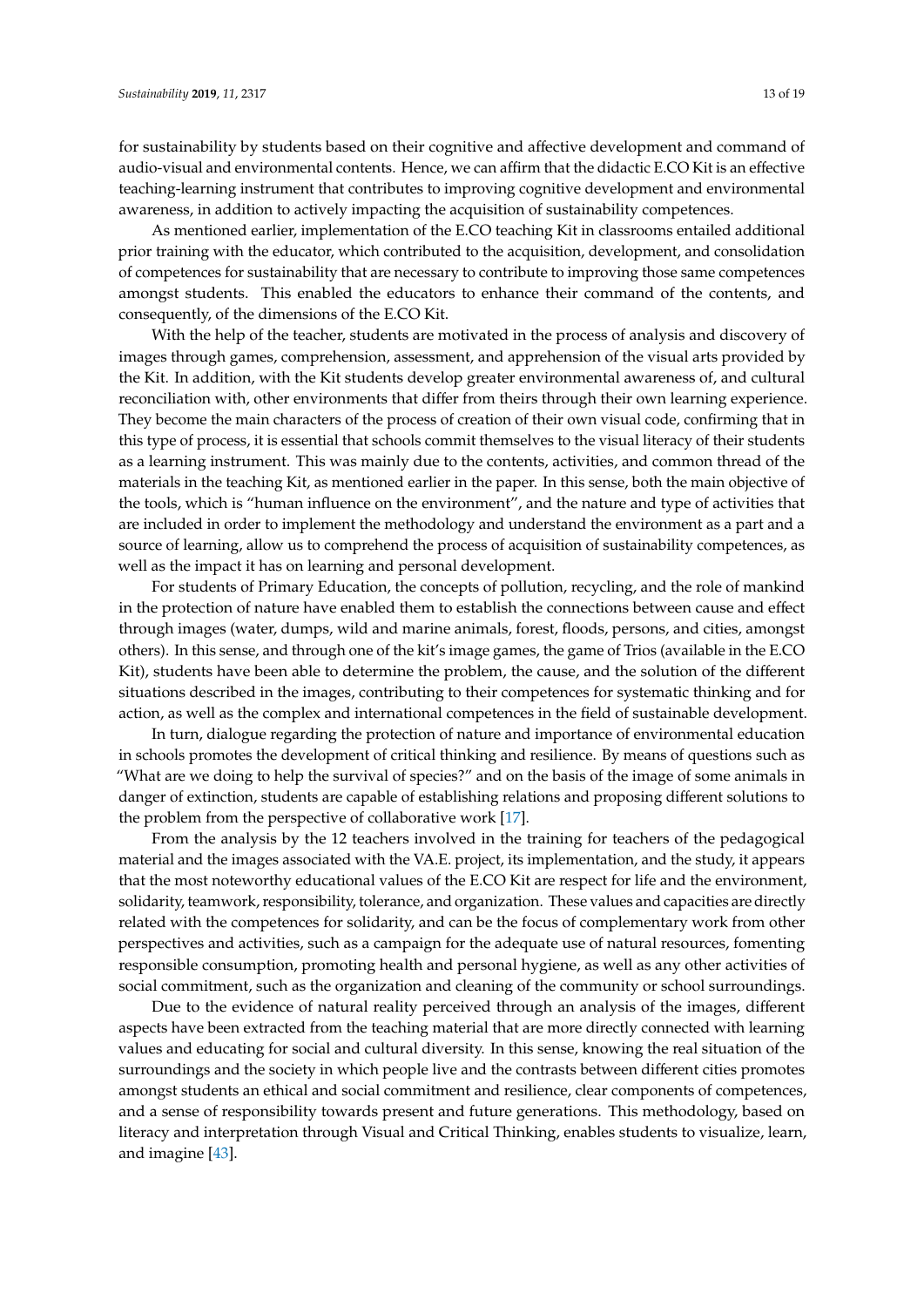for sustainability by students based on their cognitive and affective development and command of audio-visual and environmental contents. Hence, we can affirm that the didactic E.CO Kit is an effective teaching-learning instrument that contributes to improving cognitive development and environmental awareness, in addition to actively impacting the acquisition of sustainability competences.

As mentioned earlier, implementation of the E.CO teaching Kit in classrooms entailed additional prior training with the educator, which contributed to the acquisition, development, and consolidation of competences for sustainability that are necessary to contribute to improving those same competences amongst students. This enabled the educators to enhance their command of the contents, and consequently, of the dimensions of the E.CO Kit.

With the help of the teacher, students are motivated in the process of analysis and discovery of images through games, comprehension, assessment, and apprehension of the visual arts provided by the Kit. In addition, with the Kit students develop greater environmental awareness of, and cultural reconciliation with, other environments that differ from theirs through their own learning experience. They become the main characters of the process of creation of their own visual code, confirming that in this type of process, it is essential that schools commit themselves to the visual literacy of their students as a learning instrument. This was mainly due to the contents, activities, and common thread of the materials in the teaching Kit, as mentioned earlier in the paper. In this sense, both the main objective of the tools, which is "human influence on the environment", and the nature and type of activities that are included in order to implement the methodology and understand the environment as a part and a source of learning, allow us to comprehend the process of acquisition of sustainability competences, as well as the impact it has on learning and personal development.

For students of Primary Education, the concepts of pollution, recycling, and the role of mankind in the protection of nature have enabled them to establish the connections between cause and effect through images (water, dumps, wild and marine animals, forest, floods, persons, and cities, amongst others). In this sense, and through one of the kit's image games, the game of Trios (available in the E.CO Kit), students have been able to determine the problem, the cause, and the solution of the different situations described in the images, contributing to their competences for systematic thinking and for action, as well as the complex and international competences in the field of sustainable development.

In turn, dialogue regarding the protection of nature and importance of environmental education in schools promotes the development of critical thinking and resilience. By means of questions such as "What are we doing to help the survival of species?" and on the basis of the image of some animals in danger of extinction, students are capable of establishing relations and proposing different solutions to the problem from the perspective of collaborative work [17].

From the analysis by the 12 teachers involved in the training for teachers of the pedagogical material and the images associated with the VA.E. project, its implementation, and the study, it appears that the most noteworthy educational values of the E.CO Kit are respect for life and the environment, solidarity, teamwork, responsibility, tolerance, and organization. These values and capacities are directly related with the competences for solidarity, and can be the focus of complementary work from other perspectives and activities, such as a campaign for the adequate use of natural resources, fomenting responsible consumption, promoting health and personal hygiene, as well as any other activities of social commitment, such as the organization and cleaning of the community or school surroundings.

Due to the evidence of natural reality perceived through an analysis of the images, different aspects have been extracted from the teaching material that are more directly connected with learning values and educating for social and cultural diversity. In this sense, knowing the real situation of the surroundings and the society in which people live and the contrasts between different cities promotes amongst students an ethical and social commitment and resilience, clear components of competences, and a sense of responsibility towards present and future generations. This methodology, based on literacy and interpretation through Visual and Critical Thinking, enables students to visualize, learn, and imagine [43].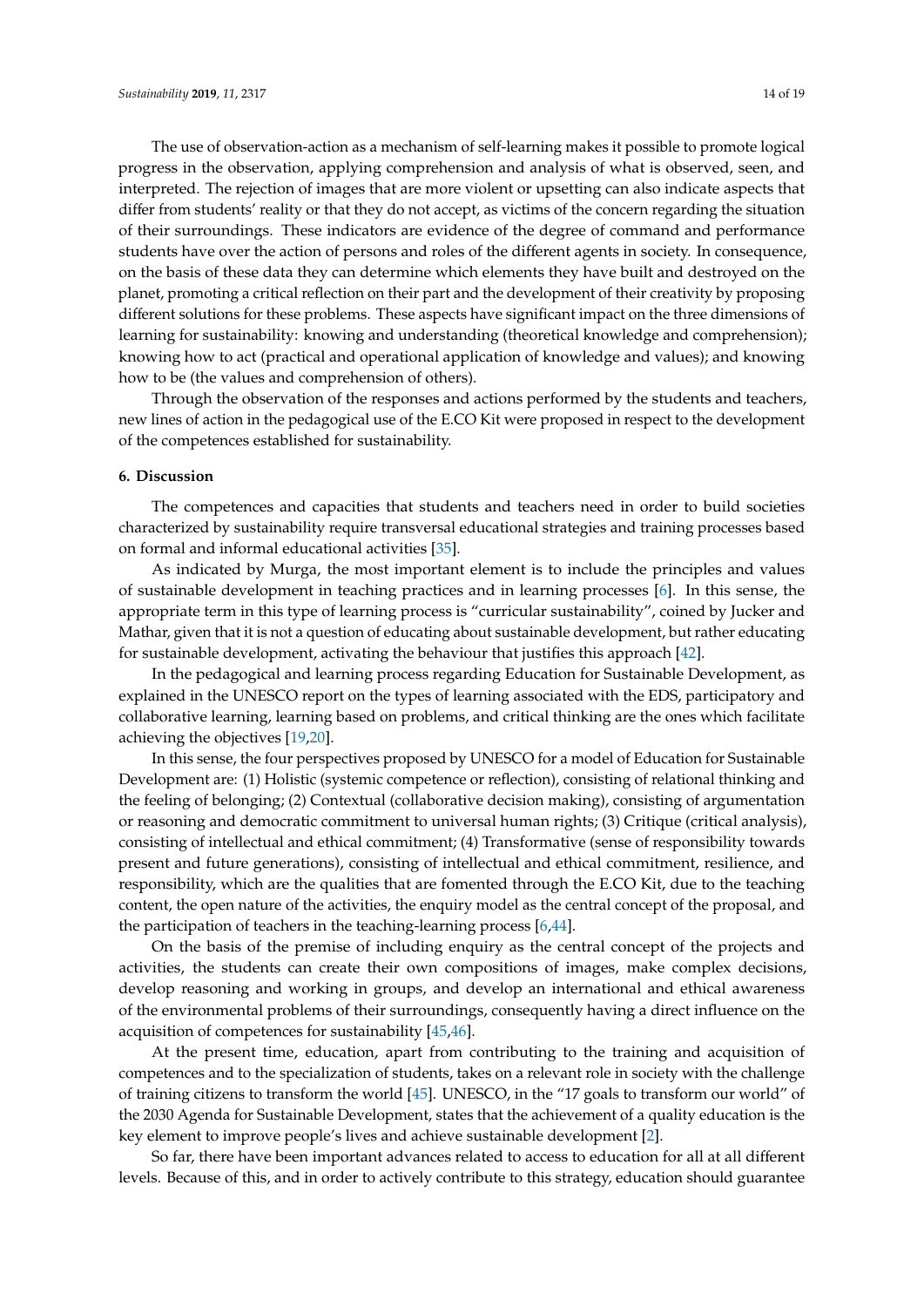The use of observation-action as a mechanism of self-learning makes it possible to promote logical progress in the observation, applying comprehension and analysis of what is observed, seen, and interpreted. The rejection of images that are more violent or upsetting can also indicate aspects that differ from students' reality or that they do not accept, as victims of the concern regarding the situation of their surroundings. These indicators are evidence of the degree of command and performance students have over the action of persons and roles of the different agents in society. In consequence, on the basis of these data they can determine which elements they have built and destroyed on the planet, promoting a critical reflection on their part and the development of their creativity by proposing different solutions for these problems. These aspects have significant impact on the three dimensions of learning for sustainability: knowing and understanding (theoretical knowledge and comprehension); knowing how to act (practical and operational application of knowledge and values); and knowing how to be (the values and comprehension of others).

Through the observation of the responses and actions performed by the students and teachers, new lines of action in the pedagogical use of the E.CO Kit were proposed in respect to the development of the competences established for sustainability.

## 6. Discussion

The competences and capacities that students and teachers need in order to build societies characterized by sustainability require transversal educational strategies and training processes based on formal and informal educational activities [35].

As indicated by Murga, the most important element is to include the principles and values of sustainable development in teaching practices and in learning processes [6]. In this sense, the appropriate term in this type of learning process is "curricular sustainability", coined by Jucker and Mathar, given that it is not a question of educating about sustainable development, but rather educating for sustainable development, activating the behaviour that justifies this approach [42].

In the pedagogical and learning process regarding Education for Sustainable Development, as explained in the UNESCO report on the types of learning associated with the EDS, participatory and collaborative learning, learning based on problems, and critical thinking are the ones which facilitate achieving the objectives [19,20].

In this sense, the four perspectives proposed by UNESCO for a model of Education for Sustainable Development are: (1) Holistic (systemic competence or reflection), consisting of relational thinking and the feeling of belonging; (2) Contextual (collaborative decision making), consisting of argumentation or reasoning and democratic commitment to universal human rights; (3) Critique (critical analysis), consisting of intellectual and ethical commitment; (4) Transformative (sense of responsibility towards present and future generations), consisting of intellectual and ethical commitment, resilience, and responsibility, which are the qualities that are fomented through the E.CO Kit, due to the teaching content, the open nature of the activities, the enquiry model as the central concept of the proposal, and the participation of teachers in the teaching-learning process [6,44].

On the basis of the premise of including enquiry as the central concept of the projects and activities, the students can create their own compositions of images, make complex decisions, develop reasoning and working in groups, and develop an international and ethical awareness of the environmental problems of their surroundings, consequently having a direct influence on the acquisition of competences for sustainability [45,46].

At the present time, education, apart from contributing to the training and acquisition of competences and to the specialization of students, takes on a relevant role in society with the challenge of training citizens to transform the world [45]. UNESCO, in the "17 goals to transform our world" of the 2030 Agenda for Sustainable Development, states that the achievement of a quality education is the key element to improve people's lives and achieve sustainable development [2].

So far, there have been important advances related to access to education for all at all different levels. Because of this, and in order to actively contribute to this strategy, education should guarantee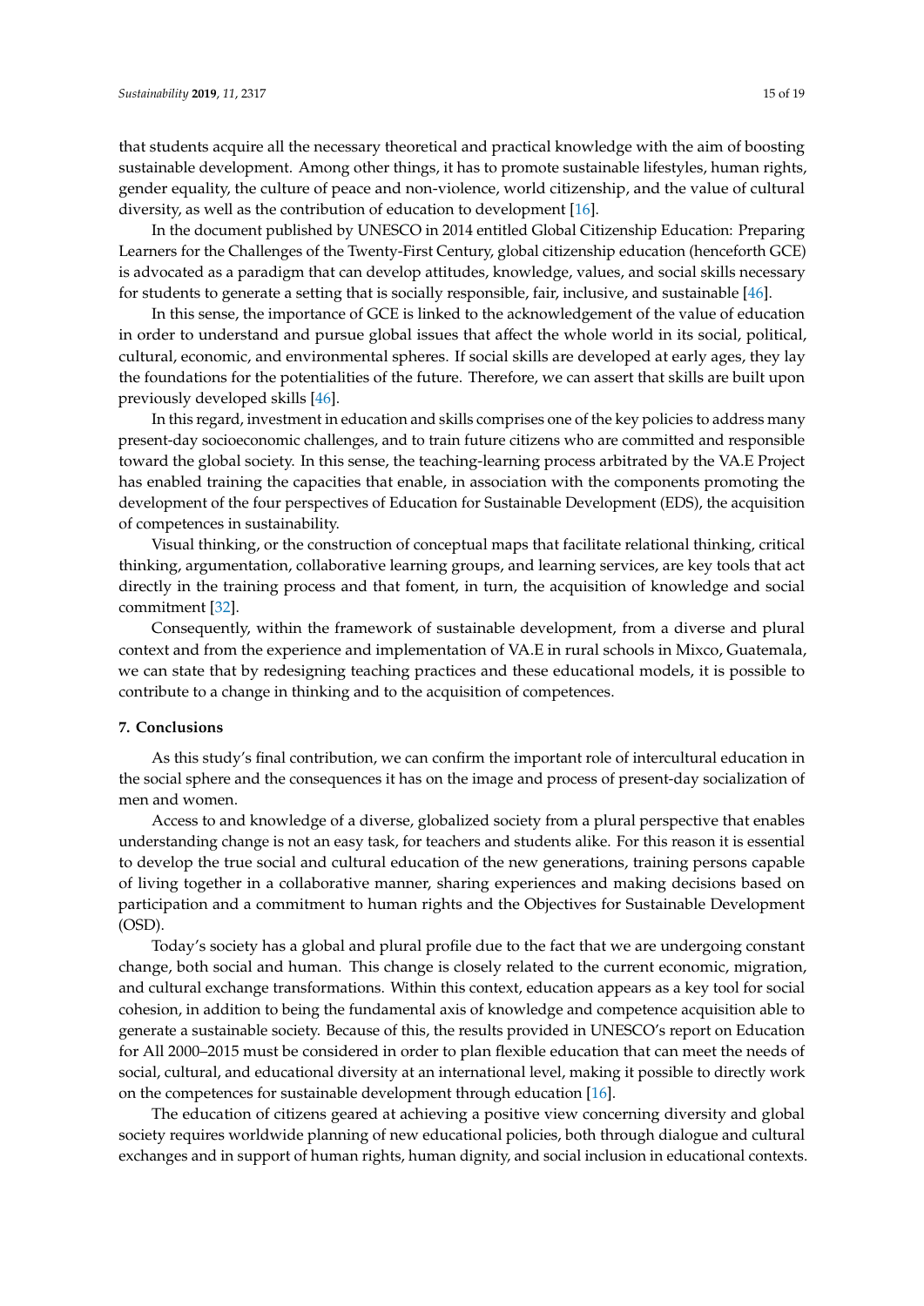that students acquire all the necessary theoretical and practical knowledge with the aim of boosting sustainable development. Among other things, it has to promote sustainable lifestyles, human rights, gender equality, the culture of peace and non-violence, world citizenship, and the value of cultural diversity, as well as the contribution of education to development [16].

In the document published by UNESCO in 2014 entitled Global Citizenship Education: Preparing Learners for the Challenges of the Twenty-First Century, global citizenship education (henceforth GCE) is advocated as a paradigm that can develop attitudes, knowledge, values, and social skills necessary for students to generate a setting that is socially responsible, fair, inclusive, and sustainable [46].

In this sense, the importance of GCE is linked to the acknowledgement of the value of education in order to understand and pursue global issues that affect the whole world in its social, political, cultural, economic, and environmental spheres. If social skills are developed at early ages, they lay the foundations for the potentialities of the future. Therefore, we can assert that skills are built upon previously developed skills [46].

In this regard, investment in education and skills comprises one of the key policies to address many present-day socioeconomic challenges, and to train future citizens who are committed and responsible toward the global society. In this sense, the teaching-learning process arbitrated by the VA.E Project has enabled training the capacities that enable, in association with the components promoting the development of the four perspectives of Education for Sustainable Development (EDS), the acquisition of competences in sustainability.

Visual thinking, or the construction of conceptual maps that facilitate relational thinking, critical thinking, argumentation, collaborative learning groups, and learning services, are key tools that act directly in the training process and that foment, in turn, the acquisition of knowledge and social commitment [32].

Consequently, within the framework of sustainable development, from a diverse and plural context and from the experience and implementation of VA.E in rural schools in Mixco, Guatemala, we can state that by redesigning teaching practices and these educational models, it is possible to contribute to a change in thinking and to the acquisition of competences.

## 7. Conclusions

As this study's final contribution, we can confirm the important role of intercultural education in the social sphere and the consequences it has on the image and process of present-day socialization of men and women.

Access to and knowledge of a diverse, globalized society from a plural perspective that enables understanding change is not an easy task, for teachers and students alike. For this reason it is essential to develop the true social and cultural education of the new generations, training persons capable of living together in a collaborative manner, sharing experiences and making decisions based on participation and a commitment to human rights and the Objectives for Sustainable Development (OSD).

Today's society has a global and plural profile due to the fact that we are undergoing constant change, both social and human. This change is closely related to the current economic, migration, and cultural exchange transformations. Within this context, education appears as a key tool for social cohesion, in addition to being the fundamental axis of knowledge and competence acquisition able to generate a sustainable society. Because of this, the results provided in UNESCO's report on Education for All 2000–2015 must be considered in order to plan flexible education that can meet the needs of social, cultural, and educational diversity at an international level, making it possible to directly work on the competences for sustainable development through education [16].

The education of citizens geared at achieving a positive view concerning diversity and global society requires worldwide planning of new educational policies, both through dialogue and cultural exchanges and in support of human rights, human dignity, and social inclusion in educational contexts.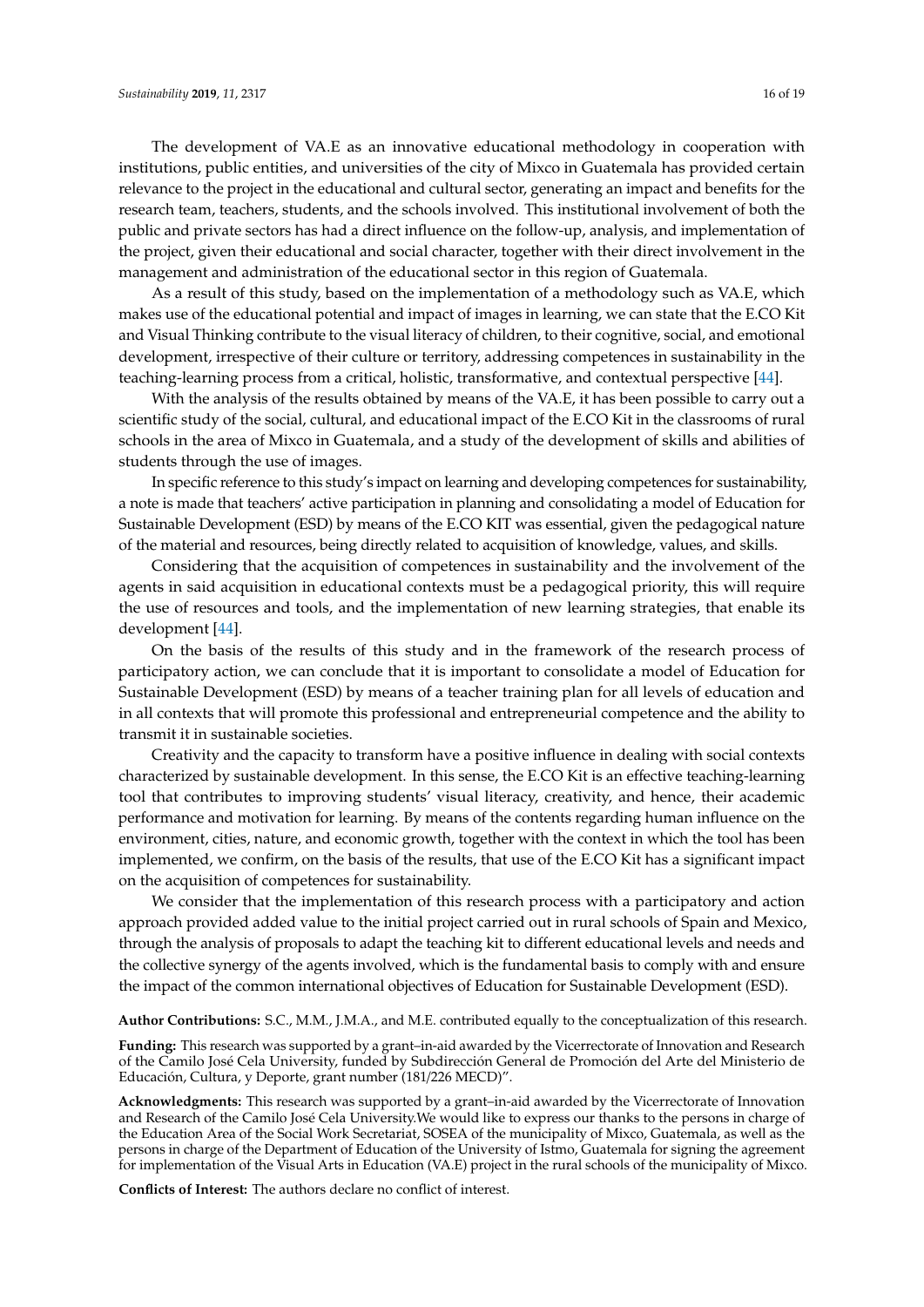The development of VA.E as an innovative educational methodology in cooperation with institutions, public entities, and universities of the city of Mixco in Guatemala has provided certain relevance to the project in the educational and cultural sector, generating an impact and benefits for the research team, teachers, students, and the schools involved. This institutional involvement of both the public and private sectors has had a direct influence on the follow-up, analysis, and implementation of the project, given their educational and social character, together with their direct involvement in the management and administration of the educational sector in this region of Guatemala.

As a result of this study, based on the implementation of a methodology such as VA.E, which makes use of the educational potential and impact of images in learning, we can state that the E.CO Kit and Visual Thinking contribute to the visual literacy of children, to their cognitive, social, and emotional development, irrespective of their culture or territory, addressing competences in sustainability in the teaching-learning process from a critical, holistic, transformative, and contextual perspective [44].

With the analysis of the results obtained by means of the VA.E, it has been possible to carry out a scientific study of the social, cultural, and educational impact of the E.CO Kit in the classrooms of rural schools in the area of Mixco in Guatemala, and a study of the development of skills and abilities of students through the use of images.

In specific reference to this study's impact on learning and developing competences for sustainability, a note is made that teachers' active participation in planning and consolidating a model of Education for Sustainable Development (ESD) by means of the E.CO KIT was essential, given the pedagogical nature of the material and resources, being directly related to acquisition of knowledge, values, and skills.

Considering that the acquisition of competences in sustainability and the involvement of the agents in said acquisition in educational contexts must be a pedagogical priority, this will require the use of resources and tools, and the implementation of new learning strategies, that enable its development [44].

On the basis of the results of this study and in the framework of the research process of participatory action, we can conclude that it is important to consolidate a model of Education for Sustainable Development (ESD) by means of a teacher training plan for all levels of education and in all contexts that will promote this professional and entrepreneurial competence and the ability to transmit it in sustainable societies.

Creativity and the capacity to transform have a positive influence in dealing with social contexts characterized by sustainable development. In this sense, the E.CO Kit is an effective teaching-learning tool that contributes to improving students' visual literacy, creativity, and hence, their academic performance and motivation for learning. By means of the contents regarding human influence on the environment, cities, nature, and economic growth, together with the context in which the tool has been implemented, we confirm, on the basis of the results, that use of the E.CO Kit has a significant impact on the acquisition of competences for sustainability.

We consider that the implementation of this research process with a participatory and action approach provided added value to the initial project carried out in rural schools of Spain and Mexico, through the analysis of proposals to adapt the teaching kit to different educational levels and needs and the collective synergy of the agents involved, which is the fundamental basis to comply with and ensure the impact of the common international objectives of Education for Sustainable Development (ESD).

**Author Contributions:** S.C., M.M., J.M.A., and M.E. contributed equally to the conceptualization of this research.

**Funding:** This research was supported by a grant–in-aid awarded by the Vicerrectorate of Innovation and Research of the Camilo José Cela University, funded by Subdirección General de Promoción del Arte del Ministerio de Educación, Cultura, y Deporte, grant number (181/226 MECD)".

**Acknowledgments:** This research was supported by a grant–in-aid awarded by the Vicerrectorate of Innovation and Research of the Camilo José Cela University.We would like to express our thanks to the persons in charge of the Education Area of the Social Work Secretariat, SOSEA of the municipality of Mixco, Guatemala, as well as the persons in charge of the Department of Education of the University of Istmo, Guatemala for signing the agreement for implementation of the Visual Arts in Education (VA.E) project in the rural schools of the municipality of Mixco.

**Conflicts of Interest:** The authors declare no conflict of interest.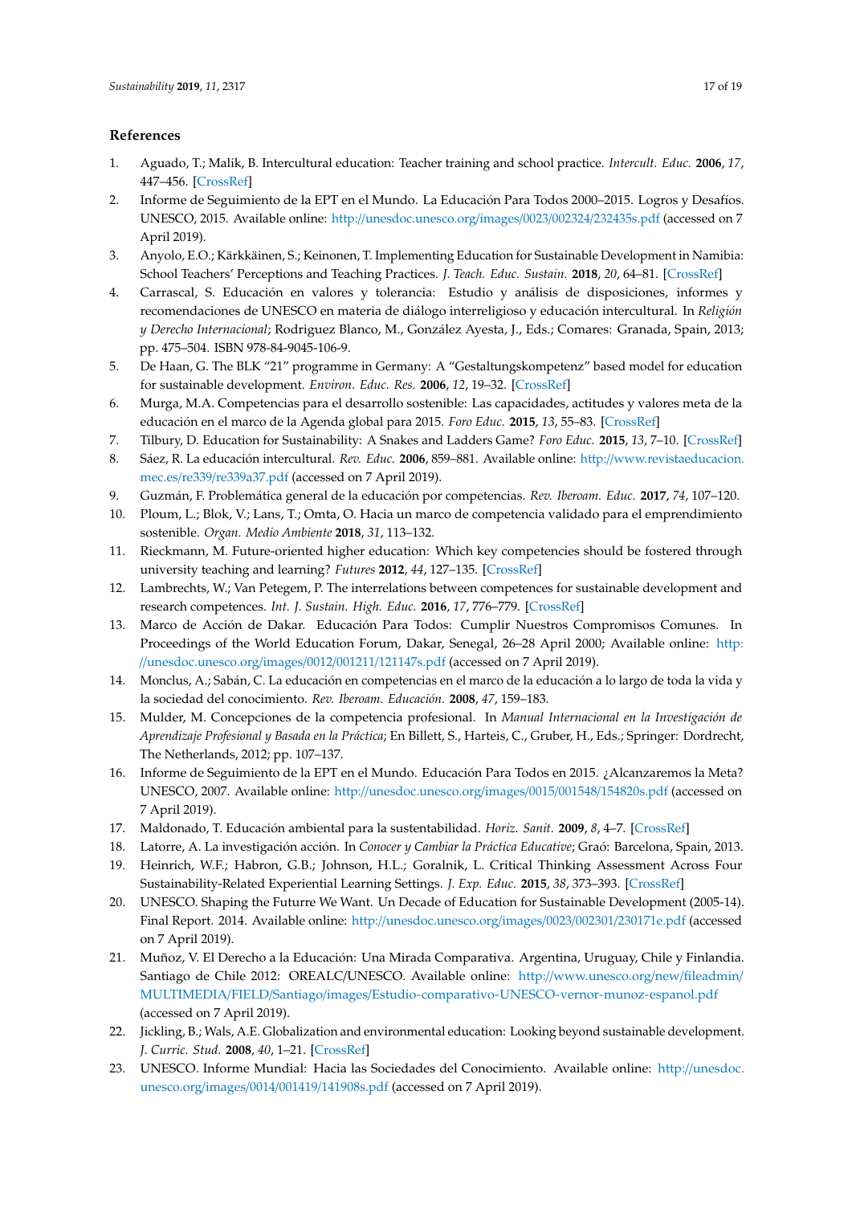## References

1. Aguado, T.; Malik, B. Intercultural education: Teacher training and school practice. *Intercult. Educ.* **2006**, *17*, 447–456. [CrossRef]
2. Informe de Seguimiento de la EPT en el Mundo. La Educación Para Todos 2000–2015. Logros y Desafíos. UNESCO, 2015. Available online: http://unesdoc.unesco.org/images/0023/002324/232435s.pdf (accessed on 7 April 2019).
3. Anyolo, E.O.; Kärkkäinen, S.; Keinonen, T. Implementing Education for Sustainable Development in Namibia: School Teachers' Perceptions and Teaching Practices. *J. Teach. Educ. Sustain.* **2018**, *20*, 64–81. [CrossRef]
4. Carrascal, S. Educación en valores y tolerancia: Estudio y análisis de disposiciones, informes y recomendaciones de UNESCO en materia de diálogo interreligioso y educación intercultural. In *Religión y Derecho Internacional*; Rodriguez Blanco, M., González Ayesta, J., Eds.; Comares: Granada, Spain, 2013; pp. 475–504. ISBN 978-84-9045-106-9.
5. De Haan, G. The BLK "21" programme in Germany: A "Gestaltungskompetenz" based model for education for sustainable development. *Environ. Educ. Res.* **2006**, *12*, 19–32. [CrossRef]
6. Murga, M.A. Competencias para el desarrollo sostenible: Las capacidades, actitudes y valores meta de la educación en el marco de la Agenda global para 2015. *Foro Educ.* **2015**, *13*, 55–83. [CrossRef]
7. Tilbury, D. Education for Sustainability: A Snakes and Ladders Game? *Foro Educ.* **2015**, *13*, 7–10. [CrossRef]
8. Sáez, R. La educación intercultural. *Rev. Educ.* **2006**, 859–881. Available online: http://www.revistaeducacion.mec.es/re339/re339a37.pdf (accessed on 7 April 2019).
9. Guzmán, F. Problemática general de la educación por competencias. *Rev. Iberoam. Educ.* **2017**, *74*, 107–120.
10. Ploum, L.; Blok, V.; Lans, T.; Omta, O. Hacia un marco de competencia validado para el emprendimiento sostenible. *Organ. Medio Ambiente* **2018**, *31*, 113–132.
11. Rieckmann, M. Future-oriented higher education: Which key competencies should be fostered through university teaching and learning? *Futures* **2012**, *44*, 127–135. [CrossRef]
12. Lambrechts, W.; Van Petegem, P. The interrelations between competences for sustainable development and research competences. *Int. J. Sustain. High. Educ.* **2016**, *17*, 776–779. [CrossRef]
13. Marco de Acción de Dakar. Educación Para Todos: Cumplir Nuestros Compromisos Comunes. In Proceedings of the World Education Forum, Dakar, Senegal, 26–28 April 2000; Available online: http://unesdoc.unesco.org/images/0012/001211/121147s.pdf (accessed on 7 April 2019).
14. Monclus, A.; Sabán, C. La educación en competencias en el marco de la educación a lo largo de toda la vida y la sociedad del conocimiento. *Rev. Iberoam. Educación.* **2008**, *47*, 159–183.
15. Mulder, M. Concepciones de la competencia profesional. In *Manual Internacional en la Investigación de Aprendizaje Profesional y Basada en la Práctica*; En Billett, S., Harteis, C., Gruber, H., Eds.; Springer: Dordrecht, The Netherlands, 2012; pp. 107–137.
16. Informe de Seguimiento de la EPT en el Mundo. Educación Para Todos en 2015. ¿Alcanzaremos la Meta? UNESCO, 2007. Available online: http://unesdoc.unesco.org/images/0015/001548/154820s.pdf (accessed on 7 April 2019).
17. Maldonado, T. Educación ambiental para la sustentabilidad. *Horiz. Sanit.* **2009**, *8*, 4–7. [CrossRef]
18. Latorre, A. La investigación acción. In *Conocer y Cambiar la Práctica Educative*; Graó: Barcelona, Spain, 2013.
19. Heinrich, W.F.; Habron, G.B.; Johnson, H.L.; Goralnik, L. Critical Thinking Assessment Across Four Sustainability-Related Experiential Learning Settings. *J. Exp. Educ.* **2015**, *38*, 373–393. [CrossRef]
20. UNESCO. Shaping the Futurre We Want. Un Decade of Education for Sustainable Development (2005-14). Final Report. 2014. Available online: http://unesdoc.unesco.org/images/0023/002301/230171e.pdf (accessed on 7 April 2019).
21. Muñoz, V. El Derecho a la Educación: Una Mirada Comparativa. Argentina, Uruguay, Chile y Finlandia. Santiago de Chile 2012: OREALC/UNESCO. Available online: http://www.unesco.org/new/fileadmin/MULTIMEDIA/FIELD/Santiago/images/Estudio-comparativo-UNESCO-vernor-munoz-espanol.pdf (accessed on 7 April 2019).
22. Jickling, B.; Wals, A.E. Globalization and environmental education: Looking beyond sustainable development. *J. Curric. Stud.* **2008**, *40*, 1–21. [CrossRef]
23. UNESCO. Informe Mundial: Hacia las Sociedades del Conocimiento. Available online: http://unesdoc.unesco.org/images/0014/001419/141908s.pdf (accessed on 7 April 2019).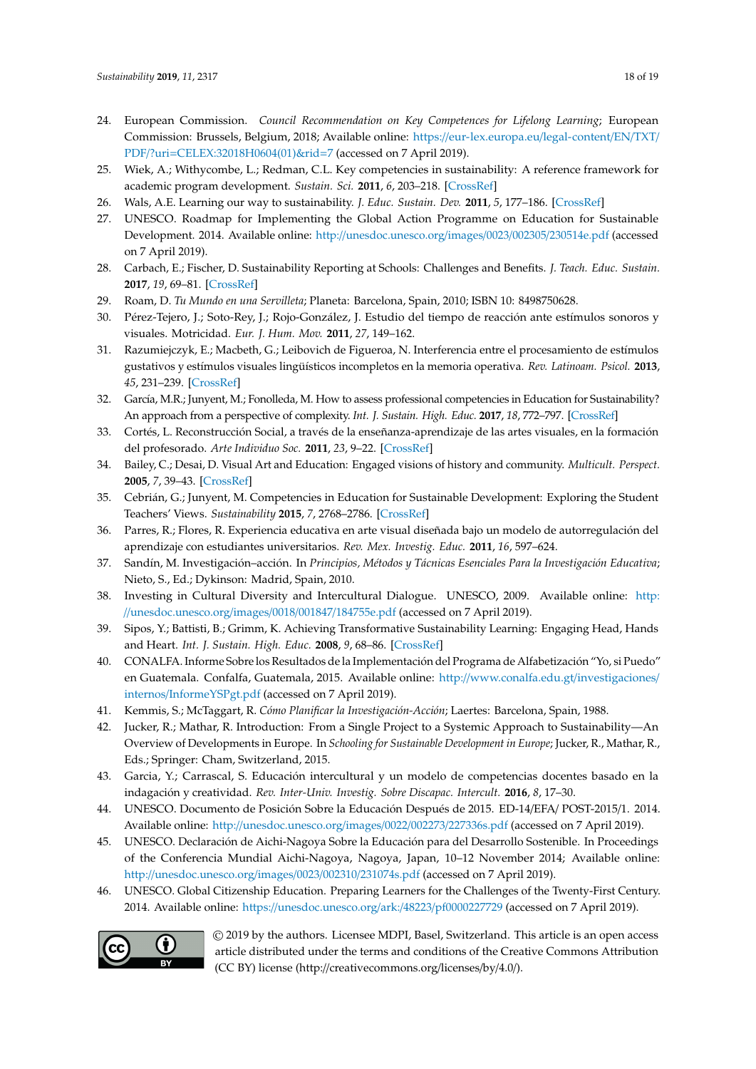24. European Commission. *Council Recommendation on Key Competences for Lifelong Learning*; European Commission: Brussels, Belgium, 2018; Available online: https://eur-lex.europa.eu/legal-content/EN/TXT/PDF/?uri=CELEX:32018H0604(01)&rid=7 (accessed on 7 April 2019).
25. Wiek, A.; Withycombe, L.; Redman, C.L. Key competencies in sustainability: A reference framework for academic program development. *Sustain. Sci.* **2011**, *6*, 203–218. [CrossRef]
26. Wals, A.E. Learning our way to sustainability. *J. Educ. Sustain. Dev.* **2011**, *5*, 177–186. [CrossRef]
27. UNESCO. Roadmap for Implementing the Global Action Programme on Education for Sustainable Development. 2014. Available online: http://unesdoc.unesco.org/images/0023/002305/230514e.pdf (accessed on 7 April 2019).
28. Carbach, E.; Fischer, D. Sustainability Reporting at Schools: Challenges and Benefits. *J. Teach. Educ. Sustain.* **2017**, *19*, 69–81. [CrossRef]
29. Roam, D. *Tu Mundo en una Servilleta*; Planeta: Barcelona, Spain, 2010; ISBN 10: 8498750628.
30. Pérez-Tejero, J.; Soto-Rey, J.; Rojo-González, J. Estudio del tiempo de reacción ante estímulos sonoros y visuales. Motricidad. *Eur. J. Hum. Mov.* **2011**, *27*, 149–162.
31. Razumiejczyk, E.; Macbeth, G.; Leibovich de Figueroa, N. Interferencia entre el procesamiento de estímulos gustativos y estímulos visuales lingüísticos incompletos en la memoria operativa. *Rev. Latinoam. Psicol.* **2013**, *45*, 231–239. [CrossRef]
32. García, M.R.; Junyent, M.; Fonolleda, M. How to assess professional competencies in Education for Sustainability? An approach from a perspective of complexity. *Int. J. Sustain. High. Educ.* **2017**, *18*, 772–797. [CrossRef]
33. Cortés, L. Reconstrucción Social, a través de la enseñanza-aprendizaje de las artes visuales, en la formación del profesorado. *Arte Individuo Soc.* **2011**, *23*, 9–22. [CrossRef]
34. Bailey, C.; Desai, D. Visual Art and Education: Engaged visions of history and community. *Multicult. Perspect.* **2005**, *7*, 39–43. [CrossRef]
35. Cebrián, G.; Junyent, M. Competencies in Education for Sustainable Development: Exploring the Student Teachers' Views. *Sustainability* **2015**, *7*, 2768–2786. [CrossRef]
36. Parres, R.; Flores, R. Experiencia educativa en arte visual diseñada bajo un modelo de autorregulación del aprendizaje con estudiantes universitarios. *Rev. Mex. Investig. Educ.* **2011**, *16*, 597–624.
37. Sandín, M. Investigación–acción. In *Principios, Métodos y Técnicas Esenciales Para la Investigación Educativa*; Nieto, S., Ed.; Dykinson: Madrid, Spain, 2010.
38. Investing in Cultural Diversity and Intercultural Dialogue. UNESCO, 2009. Available online: http://unesdoc.unesco.org/images/0018/001847/184755e.pdf (accessed on 7 April 2019).
39. Sipos, Y.; Battisti, B.; Grimm, K. Achieving Transformative Sustainability Learning: Engaging Head, Hands and Heart. *Int. J. Sustain. High. Educ.* **2008**, *9*, 68–86. [CrossRef]
40. CONALFA. Informe Sobre los Resultados de la Implementación del Programa de Alfabetización "Yo, si Puedo" en Guatemala. Confalfa, Guatemala, 2015. Available online: http://www.conalfa.edu.gt/investigaciones/internos/InformeYSPgt.pdf (accessed on 7 April 2019).
41. Kemmis, S.; McTaggart, R. *Cómo Planificar la Investigación-Acción*; Laertes: Barcelona, Spain, 1988.
42. Jucker, R.; Mathar, R. Introduction: From a Single Project to a Systemic Approach to Sustainability—An Overview of Developments in Europe. In *Schooling for Sustainable Development in Europe*; Jucker, R., Mathar, R., Eds.; Springer: Cham, Switzerland, 2015.
43. Garcia, Y.; Carrascal, S. Educación intercultural y un modelo de competencias docentes basado en la indagación y creatividad. *Rev. Inter-Univ. Investig. Sobre Discapac. Intercult.* **2016**, *8*, 17–30.
44. UNESCO. Documento de Posición Sobre la Educación Después de 2015. ED-14/EFA/ POST-2015/1. 2014. Available online: http://unesdoc.unesco.org/images/0022/002273/227336s.pdf (accessed on 7 April 2019).
45. UNESCO. Declaración de Aichi-Nagoya Sobre la Educación para del Desarrollo Sostenible. In Proceedings of the Conferencia Mundial Aichi-Nagoya, Nagoya, Japan, 10–12 November 2014; Available online: http://unesdoc.unesco.org/images/0023/002310/231074s.pdf (accessed on 7 April 2019).
46. UNESCO. Global Citizenship Education. Preparing Learners for the Challenges of the Twenty-First Century. 2014. Available online: https://unesdoc.unesco.org/ark:/48223/pf0000227729 (accessed on 7 April 2019).

© 2019 by the authors. Licensee MDPI, Basel, Switzerland. This article is an open access article distributed under the terms and conditions of the Creative Commons Attribution (CC BY) license (http://creativecommons.org/licenses/by/4.0/).